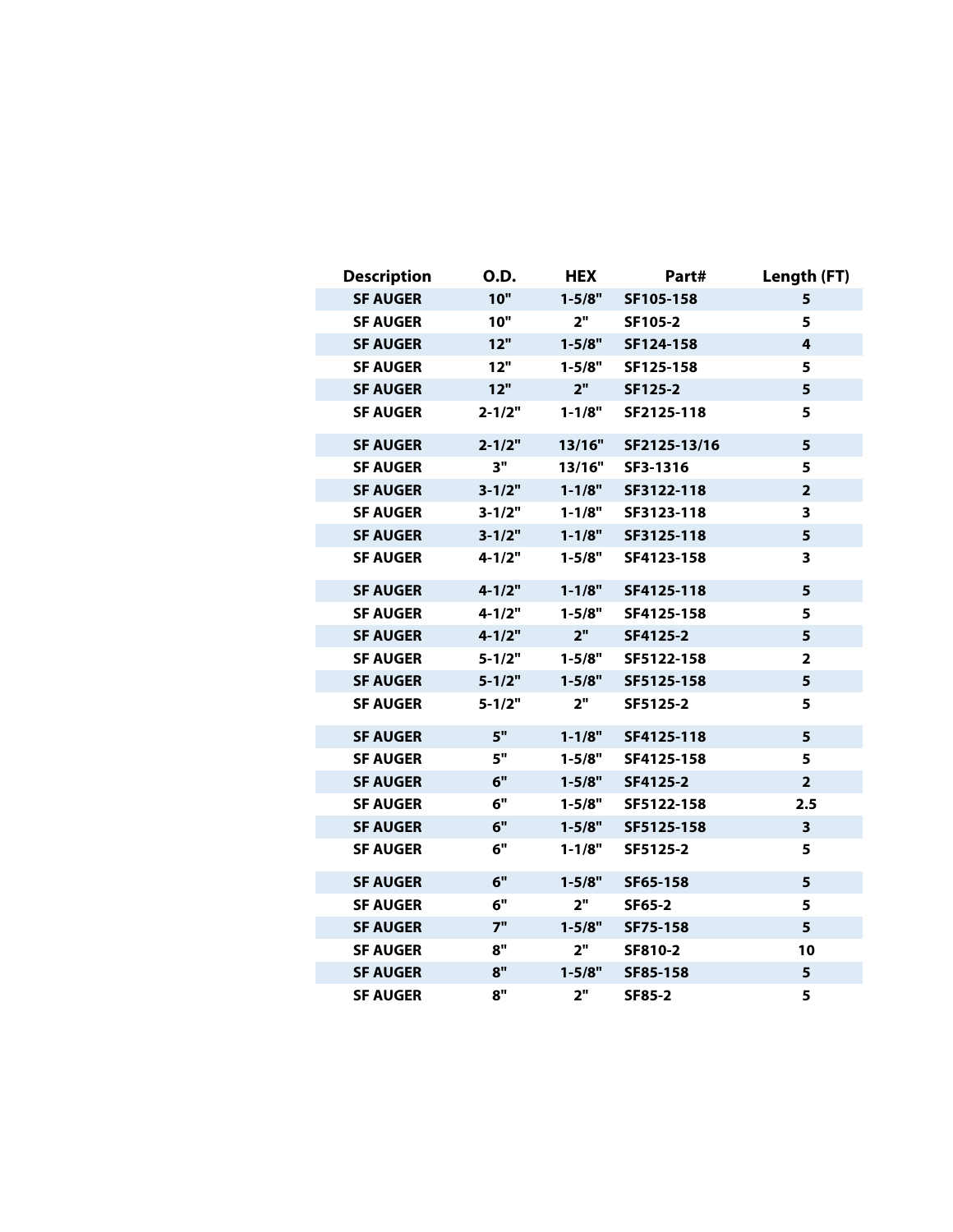| Description | O.D. | HEX | Part# | Length (FT) |
|---|---|---|---|---|
| SF AUGER | 10" | 1-5/8" | SF105-158 | 5 |
| SF AUGER | 10" | 2" | SF105-2 | 5 |
| SF AUGER | 12" | 1-5/8" | SF124-158 | 4 |
| SF AUGER | 12" | 1-5/8" | SF125-158 | 5 |
| SF AUGER | 12" | 2" | SF125-2 | 5 |
| SF AUGER | 2-1/2" | 1-1/8" | SF2125-118 | 5 |
| SF AUGER | 2-1/2" | 13/16" | SF2125-13/16 | 5 |
| SF AUGER | 3" | 13/16" | SF3-1316 | 5 |
| SF AUGER | 3-1/2" | 1-1/8" | SF3122-118 | 2 |
| SF AUGER | 3-1/2" | 1-1/8" | SF3123-118 | 3 |
| SF AUGER | 3-1/2" | 1-1/8" | SF3125-118 | 5 |
| SF AUGER | 4-1/2" | 1-5/8" | SF4123-158 | 3 |
| SF AUGER | 4-1/2" | 1-1/8" | SF4125-118 | 5 |
| SF AUGER | 4-1/2" | 1-5/8" | SF4125-158 | 5 |
| SF AUGER | 4-1/2" | 2" | SF4125-2 | 5 |
| SF AUGER | 5-1/2" | 1-5/8" | SF5122-158 | 2 |
| SF AUGER | 5-1/2" | 1-5/8" | SF5125-158 | 5 |
| SF AUGER | 5-1/2" | 2" | SF5125-2 | 5 |
| SF AUGER | 5" | 1-1/8" | SF4125-118 | 5 |
| SF AUGER | 5" | 1-5/8" | SF4125-158 | 5 |
| SF AUGER | 6" | 1-5/8" | SF4125-2 | 2 |
| SF AUGER | 6" | 1-5/8" | SF5122-158 | 2.5 |
| SF AUGER | 6" | 1-5/8" | SF5125-158 | 3 |
| SF AUGER | 6" | 1-1/8" | SF5125-2 | 5 |
| SF AUGER | 6" | 1-5/8" | SF65-158 | 5 |
| SF AUGER | 6" | 2" | SF65-2 | 5 |
| SF AUGER | 7" | 1-5/8" | SF75-158 | 5 |
| SF AUGER | 8" | 2" | SF810-2 | 10 |
| SF AUGER | 8" | 1-5/8" | SF85-158 | 5 |
| SF AUGER | 8" | 2" | SF85-2 | 5 |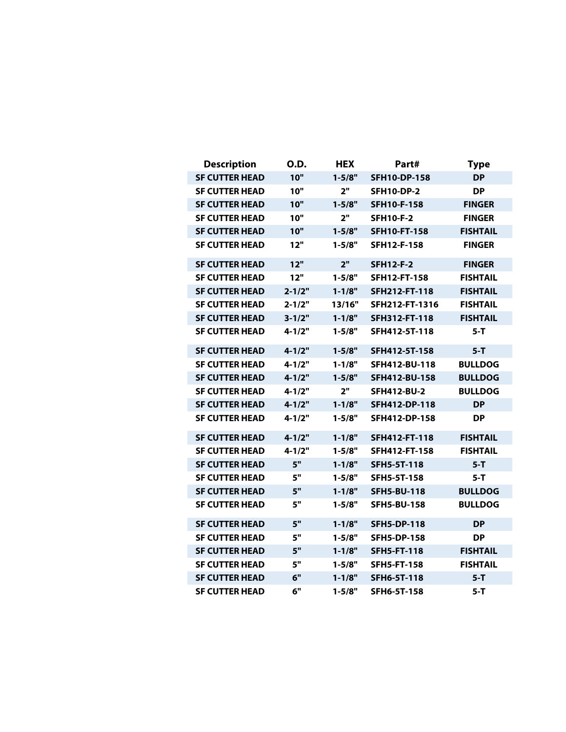| Description | O.D. | HEX | Part# | Type |
|---|---|---|---|---|
| SF CUTTER HEAD | 10" | 1-5/8" | SFH10-DP-158 | DP |
| SF CUTTER HEAD | 10" | 2" | SFH10-DP-2 | DP |
| SF CUTTER HEAD | 10" | 1-5/8" | SFH10-F-158 | FINGER |
| SF CUTTER HEAD | 10" | 2" | SFH10-F-2 | FINGER |
| SF CUTTER HEAD | 10" | 1-5/8" | SFH10-FT-158 | FISHTAIL |
| SF CUTTER HEAD | 12" | 1-5/8" | SFH12-F-158 | FINGER |
| SF CUTTER HEAD | 12" | 2" | SFH12-F-2 | FINGER |
| SF CUTTER HEAD | 12" | 1-5/8" | SFH12-FT-158 | FISHTAIL |
| SF CUTTER HEAD | 2-1/2" | 1-1/8" | SFH212-FT-118 | FISHTAIL |
| SF CUTTER HEAD | 2-1/2" | 13/16" | SFH212-FT-1316 | FISHTAIL |
| SF CUTTER HEAD | 3-1/2" | 1-1/8" | SFH312-FT-118 | FISHTAIL |
| SF CUTTER HEAD | 4-1/2" | 1-5/8" | SFH412-5T-118 | 5-T |
| SF CUTTER HEAD | 4-1/2" | 1-5/8" | SFH412-5T-158 | 5-T |
| SF CUTTER HEAD | 4-1/2" | 1-1/8" | SFH412-BU-118 | BULLDOG |
| SF CUTTER HEAD | 4-1/2" | 1-5/8" | SFH412-BU-158 | BULLDOG |
| SF CUTTER HEAD | 4-1/2" | 2" | SFH412-BU-2 | BULLDOG |
| SF CUTTER HEAD | 4-1/2" | 1-1/8" | SFH412-DP-118 | DP |
| SF CUTTER HEAD | 4-1/2" | 1-5/8" | SFH412-DP-158 | DP |
| SF CUTTER HEAD | 4-1/2" | 1-1/8" | SFH412-FT-118 | FISHTAIL |
| SF CUTTER HEAD | 4-1/2" | 1-5/8" | SFH412-FT-158 | FISHTAIL |
| SF CUTTER HEAD | 5" | 1-1/8" | SFH5-5T-118 | 5-T |
| SF CUTTER HEAD | 5" | 1-5/8" | SFH5-5T-158 | 5-T |
| SF CUTTER HEAD | 5" | 1-1/8" | SFH5-BU-118 | BULLDOG |
| SF CUTTER HEAD | 5" | 1-5/8" | SFH5-BU-158 | BULLDOG |
| SF CUTTER HEAD | 5" | 1-1/8" | SFH5-DP-118 | DP |
| SF CUTTER HEAD | 5" | 1-5/8" | SFH5-DP-158 | DP |
| SF CUTTER HEAD | 5" | 1-1/8" | SFH5-FT-118 | FISHTAIL |
| SF CUTTER HEAD | 5" | 1-5/8" | SFH5-FT-158 | FISHTAIL |
| SF CUTTER HEAD | 6" | 1-1/8" | SFH6-5T-118 | 5-T |
| SF CUTTER HEAD | 6" | 1-5/8" | SFH6-5T-158 | 5-T |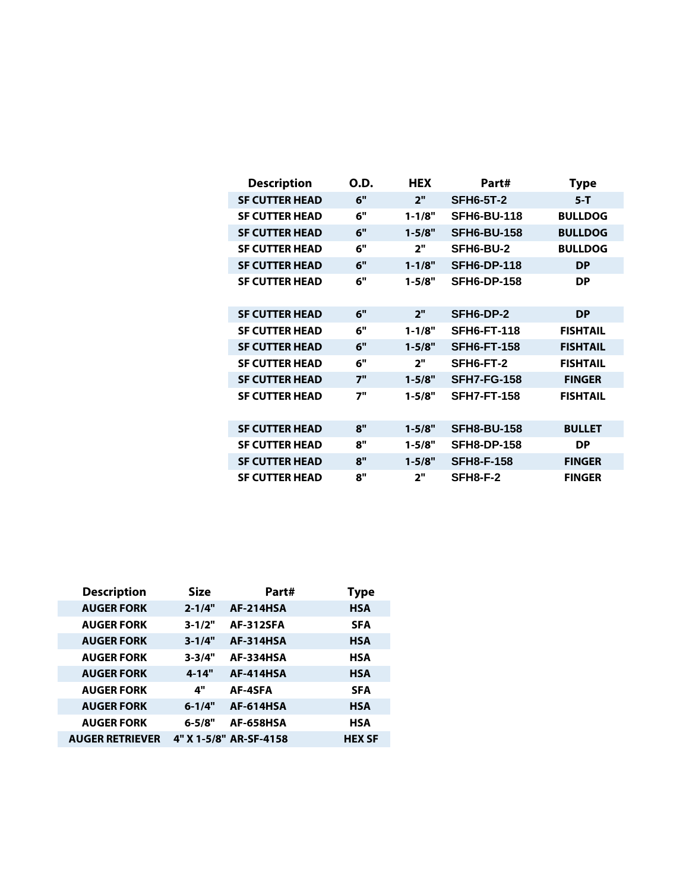| Description | O.D. | HEX | Part# | Type |
|---|---|---|---|---|
| SF CUTTER HEAD | 6" | 2" | SFH6-5T-2 | 5-T |
| SF CUTTER HEAD | 6" | 1-1/8" | SFH6-BU-118 | BULLDOG |
| SF CUTTER HEAD | 6" | 1-5/8" | SFH6-BU-158 | BULLDOG |
| SF CUTTER HEAD | 6" | 2" | SFH6-BU-2 | BULLDOG |
| SF CUTTER HEAD | 6" | 1-1/8" | SFH6-DP-118 | DP |
| SF CUTTER HEAD | 6" | 1-5/8" | SFH6-DP-158 | DP |
| SF CUTTER HEAD | 6" | 2" | SFH6-DP-2 | DP |
| SF CUTTER HEAD | 6" | 1-1/8" | SFH6-FT-118 | FISHTAIL |
| SF CUTTER HEAD | 6" | 1-5/8" | SFH6-FT-158 | FISHTAIL |
| SF CUTTER HEAD | 6" | 2" | SFH6-FT-2 | FISHTAIL |
| SF CUTTER HEAD | 7" | 1-5/8" | SFH7-FG-158 | FINGER |
| SF CUTTER HEAD | 7" | 1-5/8" | SFH7-FT-158 | FISHTAIL |
| SF CUTTER HEAD | 8" | 1-5/8" | SFH8-BU-158 | BULLET |
| SF CUTTER HEAD | 8" | 1-5/8" | SFH8-DP-158 | DP |
| SF CUTTER HEAD | 8" | 1-5/8" | SFH8-F-158 | FINGER |
| SF CUTTER HEAD | 8" | 2" | SFH8-F-2 | FINGER |

| Description | Size | Part# | Type |
|---|---|---|---|
| AUGER FORK | 2-1/4" | AF-214HSA | HSA |
| AUGER FORK | 3-1/2" | AF-312SFA | SFA |
| AUGER FORK | 3-1/4" | AF-314HSA | HSA |
| AUGER FORK | 3-3/4" | AF-334HSA | HSA |
| AUGER FORK | 4-14" | AF-414HSA | HSA |
| AUGER FORK | 4" | AF-4SFA | SFA |
| AUGER FORK | 6-1/4" | AF-614HSA | HSA |
| AUGER FORK | 6-5/8" | AF-658HSA | HSA |
| AUGER RETRIEVER | 4" X 1-5/8" | AR-SF-4158 | HEX SF |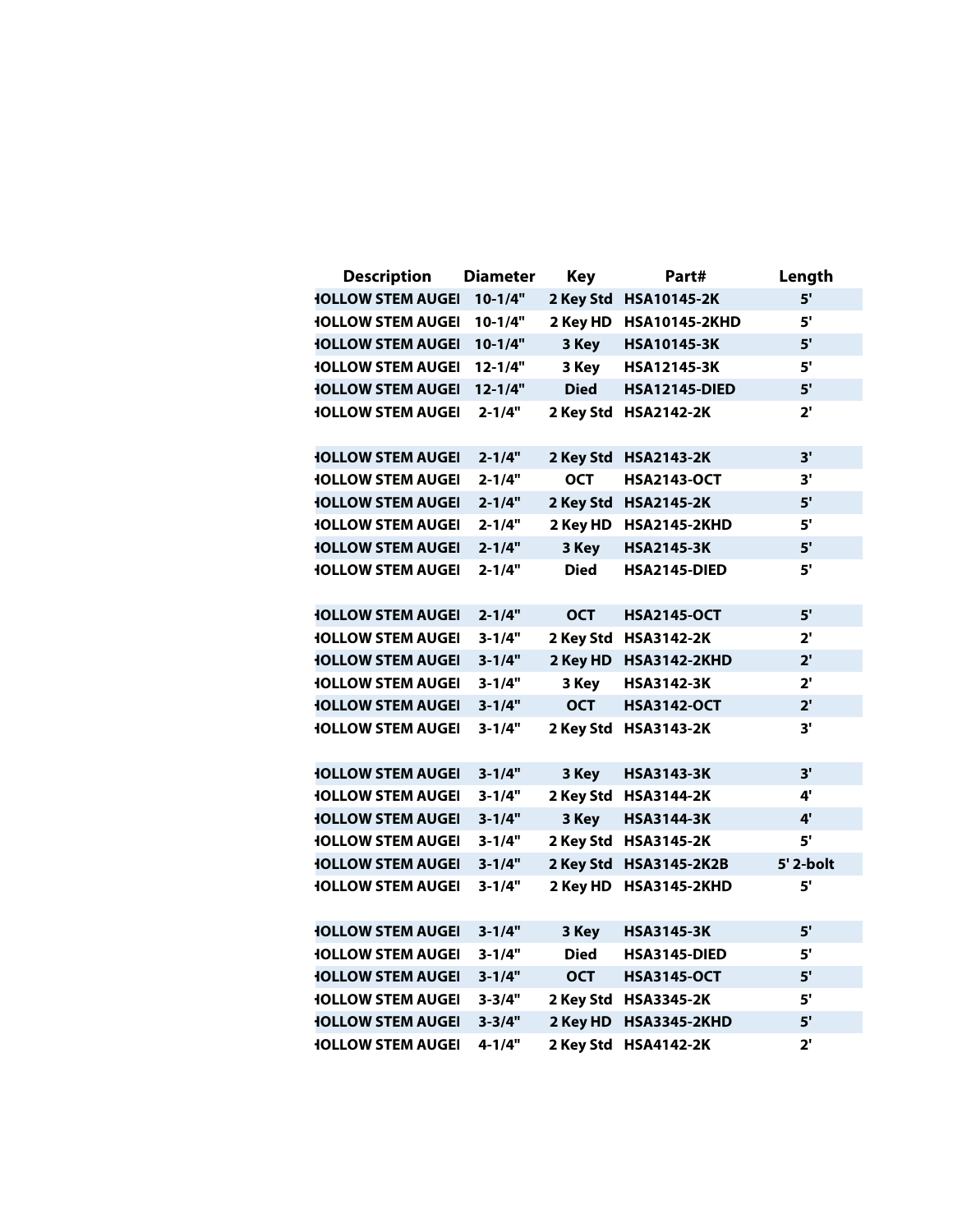| Description | Diameter | Key | Part# | Length |
| --- | --- | --- | --- | --- |
| HOLLOW STEM AUGEI | 10-1/4" | 2 Key Std | HSA10145-2K | 5' |
| HOLLOW STEM AUGEI | 10-1/4" | 2 Key HD | HSA10145-2KHD | 5' |
| HOLLOW STEM AUGEI | 10-1/4" | 3 Key | HSA10145-3K | 5' |
| HOLLOW STEM AUGEI | 12-1/4" | 3 Key | HSA12145-3K | 5' |
| HOLLOW STEM AUGEI | 12-1/4" | Died | HSA12145-DIED | 5' |
| HOLLOW STEM AUGEI | 2-1/4" | 2 Key Std | HSA2142-2K | 2' |
| HOLLOW STEM AUGEI | 2-1/4" | 2 Key Std | HSA2143-2K | 3' |
| HOLLOW STEM AUGEI | 2-1/4" | OCT | HSA2143-OCT | 3' |
| HOLLOW STEM AUGEI | 2-1/4" | 2 Key Std | HSA2145-2K | 5' |
| HOLLOW STEM AUGEI | 2-1/4" | 2 Key HD | HSA2145-2KHD | 5' |
| HOLLOW STEM AUGEI | 2-1/4" | 3 Key | HSA2145-3K | 5' |
| HOLLOW STEM AUGEI | 2-1/4" | Died | HSA2145-DIED | 5' |
| HOLLOW STEM AUGEI | 2-1/4" | OCT | HSA2145-OCT | 5' |
| HOLLOW STEM AUGEI | 3-1/4" | 2 Key Std | HSA3142-2K | 2' |
| HOLLOW STEM AUGEI | 3-1/4" | 2 Key HD | HSA3142-2KHD | 2' |
| HOLLOW STEM AUGEI | 3-1/4" | 3 Key | HSA3142-3K | 2' |
| HOLLOW STEM AUGEI | 3-1/4" | OCT | HSA3142-OCT | 2' |
| HOLLOW STEM AUGEI | 3-1/4" | 2 Key Std | HSA3143-2K | 3' |
| HOLLOW STEM AUGEI | 3-1/4" | 3 Key | HSA3143-3K | 3' |
| HOLLOW STEM AUGEI | 3-1/4" | 2 Key Std | HSA3144-2K | 4' |
| HOLLOW STEM AUGEI | 3-1/4" | 3 Key | HSA3144-3K | 4' |
| HOLLOW STEM AUGEI | 3-1/4" | 2 Key Std | HSA3145-2K | 5' |
| HOLLOW STEM AUGEI | 3-1/4" | 2 Key Std | HSA3145-2K2B | 5' 2-bolt |
| HOLLOW STEM AUGEI | 3-1/4" | 2 Key HD | HSA3145-2KHD | 5' |
| HOLLOW STEM AUGEI | 3-1/4" | 3 Key | HSA3145-3K | 5' |
| HOLLOW STEM AUGEI | 3-1/4" | Died | HSA3145-DIED | 5' |
| HOLLOW STEM AUGEI | 3-1/4" | OCT | HSA3145-OCT | 5' |
| HOLLOW STEM AUGEI | 3-3/4" | 2 Key Std | HSA3345-2K | 5' |
| HOLLOW STEM AUGEI | 3-3/4" | 2 Key HD | HSA3345-2KHD | 5' |
| HOLLOW STEM AUGEI | 4-1/4" | 2 Key Std | HSA4142-2K | 2' |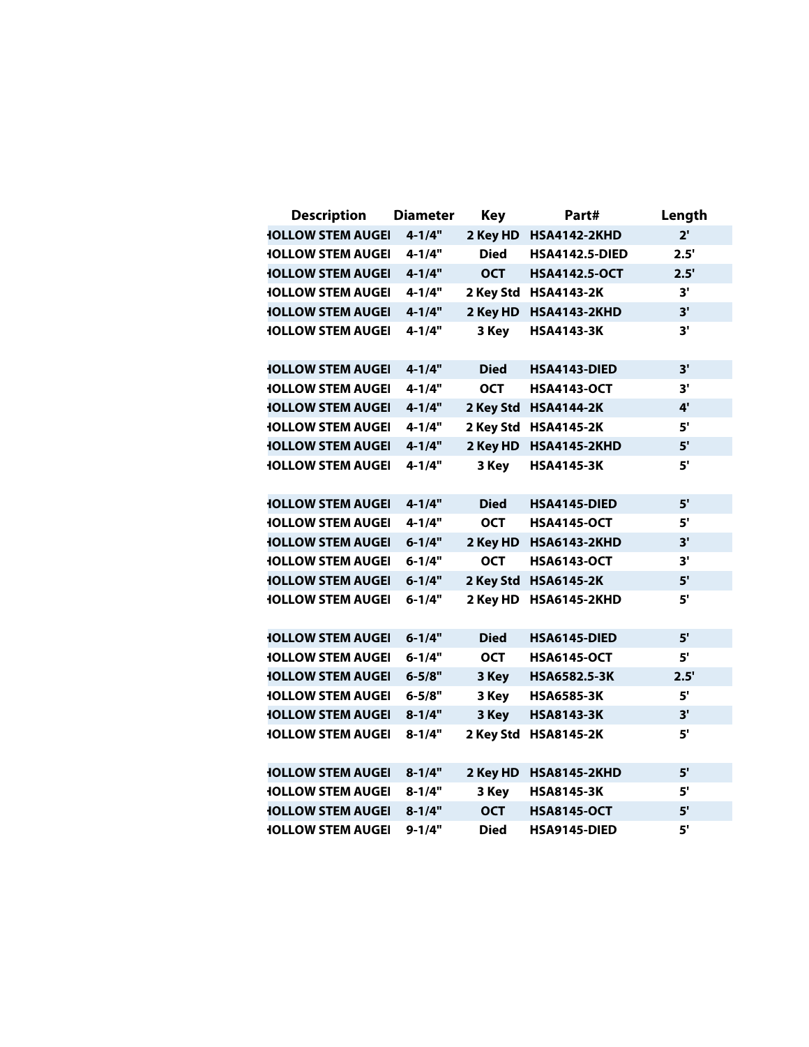| Description | Diameter | Key | Part# | Length |
|---|---|---|---|---|
| HOLLOW STEM AUGER | 4-1/4" | 2 Key HD | HSA4142-2KHD | 2' |
| HOLLOW STEM AUGER | 4-1/4" | Died | HSA4142.5-DIED | 2.5' |
| HOLLOW STEM AUGER | 4-1/4" | OCT | HSA4142.5-OCT | 2.5' |
| HOLLOW STEM AUGER | 4-1/4" | 2 Key Std | HSA4143-2K | 3' |
| HOLLOW STEM AUGER | 4-1/4" | 2 Key HD | HSA4143-2KHD | 3' |
| HOLLOW STEM AUGER | 4-1/4" | 3 Key | HSA4143-3K | 3' |
| HOLLOW STEM AUGER | 4-1/4" | Died | HSA4143-DIED | 3' |
| HOLLOW STEM AUGER | 4-1/4" | OCT | HSA4143-OCT | 3' |
| HOLLOW STEM AUGER | 4-1/4" | 2 Key Std | HSA4144-2K | 4' |
| HOLLOW STEM AUGER | 4-1/4" | 2 Key Std | HSA4145-2K | 5' |
| HOLLOW STEM AUGER | 4-1/4" | 2 Key HD | HSA4145-2KHD | 5' |
| HOLLOW STEM AUGER | 4-1/4" | 3 Key | HSA4145-3K | 5' |
| HOLLOW STEM AUGER | 4-1/4" | Died | HSA4145-DIED | 5' |
| HOLLOW STEM AUGER | 4-1/4" | OCT | HSA4145-OCT | 5' |
| HOLLOW STEM AUGER | 6-1/4" | 2 Key HD | HSA6143-2KHD | 3' |
| HOLLOW STEM AUGER | 6-1/4" | OCT | HSA6143-OCT | 3' |
| HOLLOW STEM AUGER | 6-1/4" | 2 Key Std | HSA6145-2K | 5' |
| HOLLOW STEM AUGER | 6-1/4" | 2 Key HD | HSA6145-2KHD | 5' |
| HOLLOW STEM AUGER | 6-1/4" | Died | HSA6145-DIED | 5' |
| HOLLOW STEM AUGER | 6-1/4" | OCT | HSA6145-OCT | 5' |
| HOLLOW STEM AUGER | 6-5/8" | 3 Key | HSA6582.5-3K | 2.5' |
| HOLLOW STEM AUGER | 6-5/8" | 3 Key | HSA6585-3K | 5' |
| HOLLOW STEM AUGER | 8-1/4" | 3 Key | HSA8143-3K | 3' |
| HOLLOW STEM AUGER | 8-1/4" | 2 Key Std | HSA8145-2K | 5' |
| HOLLOW STEM AUGER | 8-1/4" | 2 Key HD | HSA8145-2KHD | 5' |
| HOLLOW STEM AUGER | 8-1/4" | 3 Key | HSA8145-3K | 5' |
| HOLLOW STEM AUGER | 8-1/4" | OCT | HSA8145-OCT | 5' |
| HOLLOW STEM AUGER | 9-1/4" | Died | HSA9145-DIED | 5' |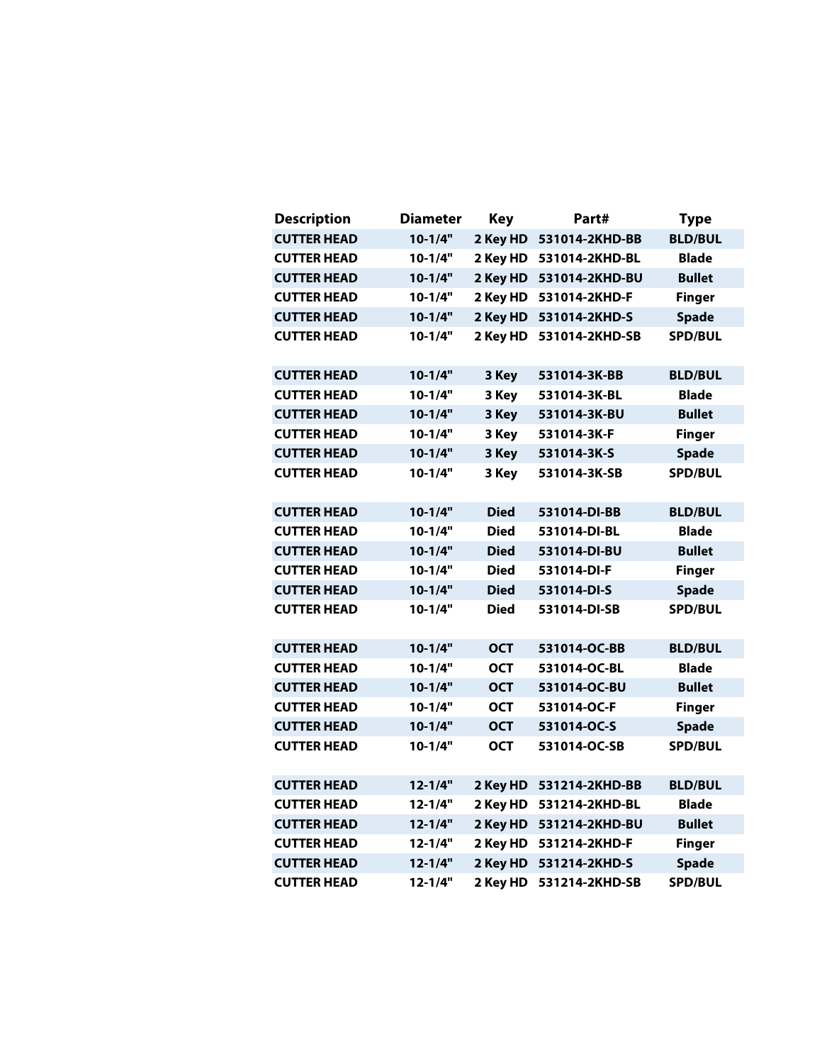| Description | Diameter | Key | Part# | Type |
|---|---|---|---|---|
| CUTTER HEAD | 10-1/4" | 2 Key HD | 531014-2KHD-BB | BLD/BUL |
| CUTTER HEAD | 10-1/4" | 2 Key HD | 531014-2KHD-BL | Blade |
| CUTTER HEAD | 10-1/4" | 2 Key HD | 531014-2KHD-BU | Bullet |
| CUTTER HEAD | 10-1/4" | 2 Key HD | 531014-2KHD-F | Finger |
| CUTTER HEAD | 10-1/4" | 2 Key HD | 531014-2KHD-S | Spade |
| CUTTER HEAD | 10-1/4" | 2 Key HD | 531014-2KHD-SB | SPD/BUL |
| | | | | |
| CUTTER HEAD | 10-1/4" | 3 Key | 531014-3K-BB | BLD/BUL |
| CUTTER HEAD | 10-1/4" | 3 Key | 531014-3K-BL | Blade |
| CUTTER HEAD | 10-1/4" | 3 Key | 531014-3K-BU | Bullet |
| CUTTER HEAD | 10-1/4" | 3 Key | 531014-3K-F | Finger |
| CUTTER HEAD | 10-1/4" | 3 Key | 531014-3K-S | Spade |
| CUTTER HEAD | 10-1/4" | 3 Key | 531014-3K-SB | SPD/BUL |
| | | | | |
| CUTTER HEAD | 10-1/4" | Died | 531014-DI-BB | BLD/BUL |
| CUTTER HEAD | 10-1/4" | Died | 531014-DI-BL | Blade |
| CUTTER HEAD | 10-1/4" | Died | 531014-DI-BU | Bullet |
| CUTTER HEAD | 10-1/4" | Died | 531014-DI-F | Finger |
| CUTTER HEAD | 10-1/4" | Died | 531014-DI-S | Spade |
| CUTTER HEAD | 10-1/4" | Died | 531014-DI-SB | SPD/BUL |
| | | | | |
| CUTTER HEAD | 10-1/4" | OCT | 531014-OC-BB | BLD/BUL |
| CUTTER HEAD | 10-1/4" | OCT | 531014-OC-BL | Blade |
| CUTTER HEAD | 10-1/4" | OCT | 531014-OC-BU | Bullet |
| CUTTER HEAD | 10-1/4" | OCT | 531014-OC-F | Finger |
| CUTTER HEAD | 10-1/4" | OCT | 531014-OC-S | Spade |
| CUTTER HEAD | 10-1/4" | OCT | 531014-OC-SB | SPD/BUL |
| | | | | |
| CUTTER HEAD | 12-1/4" | 2 Key HD | 531214-2KHD-BB | BLD/BUL |
| CUTTER HEAD | 12-1/4" | 2 Key HD | 531214-2KHD-BL | Blade |
| CUTTER HEAD | 12-1/4" | 2 Key HD | 531214-2KHD-BU | Bullet |
| CUTTER HEAD | 12-1/4" | 2 Key HD | 531214-2KHD-F | Finger |
| CUTTER HEAD | 12-1/4" | 2 Key HD | 531214-2KHD-S | Spade |
| CUTTER HEAD | 12-1/4" | 2 Key HD | 531214-2KHD-SB | SPD/BUL |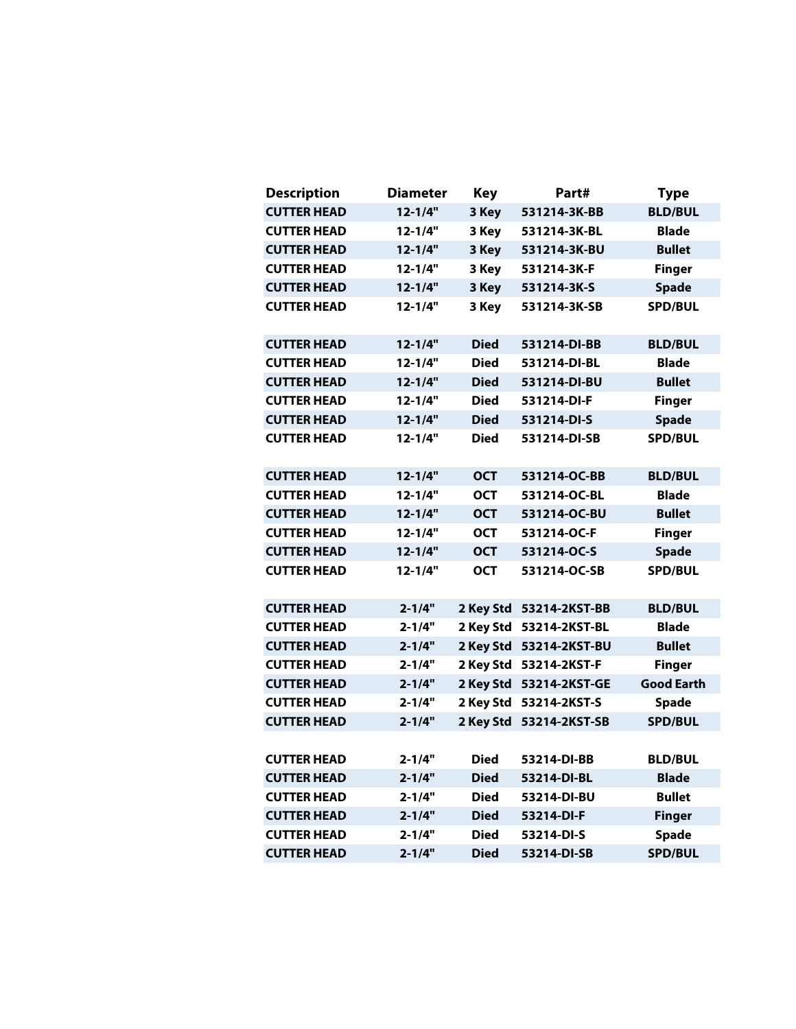| Description | Diameter | Key | Part# | Type |
|---|---|---|---|---|
| CUTTER HEAD | 12-1/4" | 3 Key | 531214-3K-BB | BLD/BUL |
| CUTTER HEAD | 12-1/4" | 3 Key | 531214-3K-BL | Blade |
| CUTTER HEAD | 12-1/4" | 3 Key | 531214-3K-BU | Bullet |
| CUTTER HEAD | 12-1/4" | 3 Key | 531214-3K-F | Finger |
| CUTTER HEAD | 12-1/4" | 3 Key | 531214-3K-S | Spade |
| CUTTER HEAD | 12-1/4" | 3 Key | 531214-3K-SB | SPD/BUL |
| | | | | |
| CUTTER HEAD | 12-1/4" | Died | 531214-DI-BB | BLD/BUL |
| CUTTER HEAD | 12-1/4" | Died | 531214-DI-BL | Blade |
| CUTTER HEAD | 12-1/4" | Died | 531214-DI-BU | Bullet |
| CUTTER HEAD | 12-1/4" | Died | 531214-DI-F | Finger |
| CUTTER HEAD | 12-1/4" | Died | 531214-DI-S | Spade |
| CUTTER HEAD | 12-1/4" | Died | 531214-DI-SB | SPD/BUL |
| | | | | |
| CUTTER HEAD | 12-1/4" | OCT | 531214-OC-BB | BLD/BUL |
| CUTTER HEAD | 12-1/4" | OCT | 531214-OC-BL | Blade |
| CUTTER HEAD | 12-1/4" | OCT | 531214-OC-BU | Bullet |
| CUTTER HEAD | 12-1/4" | OCT | 531214-OC-F | Finger |
| CUTTER HEAD | 12-1/4" | OCT | 531214-OC-S | Spade |
| CUTTER HEAD | 12-1/4" | OCT | 531214-OC-SB | SPD/BUL |
| | | | | |
| CUTTER HEAD | 2-1/4" | 2 Key Std | 53214-2KST-BB | BLD/BUL |
| CUTTER HEAD | 2-1/4" | 2 Key Std | 53214-2KST-BL | Blade |
| CUTTER HEAD | 2-1/4" | 2 Key Std | 53214-2KST-BU | Bullet |
| CUTTER HEAD | 2-1/4" | 2 Key Std | 53214-2KST-F | Finger |
| CUTTER HEAD | 2-1/4" | 2 Key Std | 53214-2KST-GE | Good Earth |
| CUTTER HEAD | 2-1/4" | 2 Key Std | 53214-2KST-S | Spade |
| CUTTER HEAD | 2-1/4" | 2 Key Std | 53214-2KST-SB | SPD/BUL |
| | | | | |
| CUTTER HEAD | 2-1/4" | Died | 53214-DI-BB | BLD/BUL |
| CUTTER HEAD | 2-1/4" | Died | 53214-DI-BL | Blade |
| CUTTER HEAD | 2-1/4" | Died | 53214-DI-BU | Bullet |
| CUTTER HEAD | 2-1/4" | Died | 53214-DI-F | Finger |
| CUTTER HEAD | 2-1/4" | Died | 53214-DI-S | Spade |
| CUTTER HEAD | 2-1/4" | Died | 53214-DI-SB | SPD/BUL |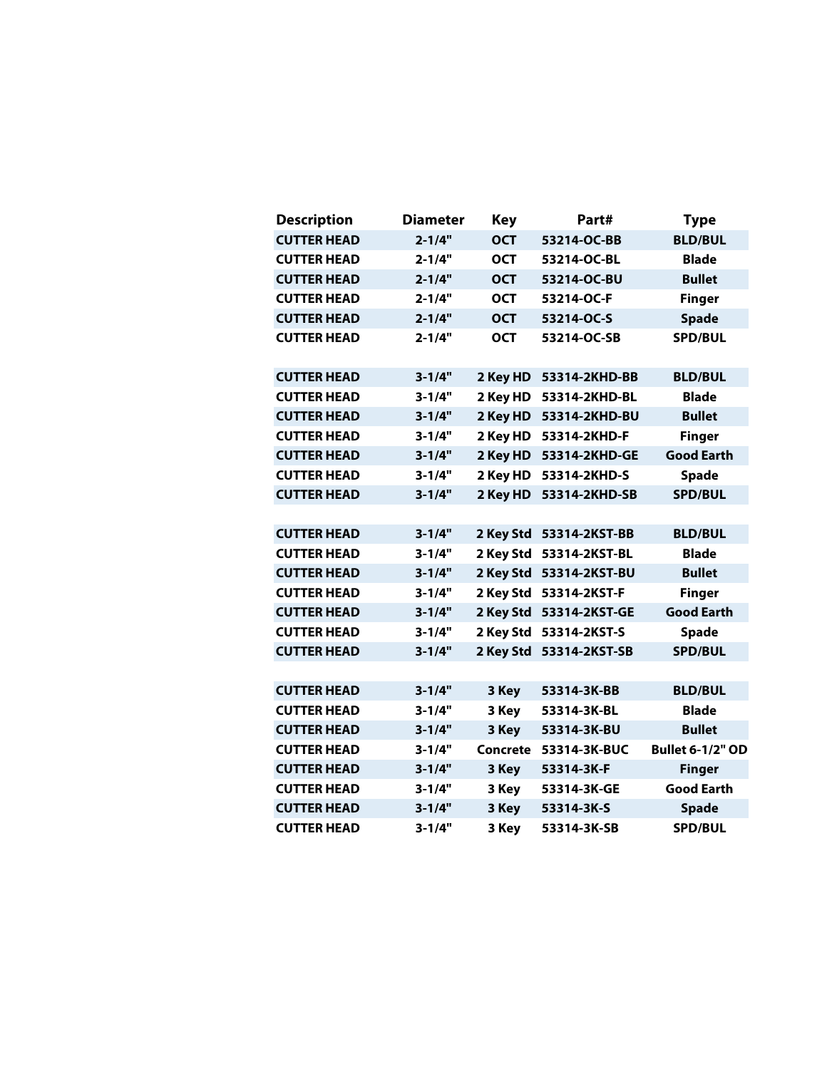| Description | Diameter | Key | Part# | Type |
| --- | --- | --- | --- | --- |
| CUTTER HEAD | 2-1/4" | OCT | 53214-OC-BB | BLD/BUL |
| CUTTER HEAD | 2-1/4" | OCT | 53214-OC-BL | Blade |
| CUTTER HEAD | 2-1/4" | OCT | 53214-OC-BU | Bullet |
| CUTTER HEAD | 2-1/4" | OCT | 53214-OC-F | Finger |
| CUTTER HEAD | 2-1/4" | OCT | 53214-OC-S | Spade |
| CUTTER HEAD | 2-1/4" | OCT | 53214-OC-SB | SPD/BUL |
| | | | | |
| CUTTER HEAD | 3-1/4" | 2 Key HD | 53314-2KHD-BB | BLD/BUL |
| CUTTER HEAD | 3-1/4" | 2 Key HD | 53314-2KHD-BL | Blade |
| CUTTER HEAD | 3-1/4" | 2 Key HD | 53314-2KHD-BU | Bullet |
| CUTTER HEAD | 3-1/4" | 2 Key HD | 53314-2KHD-F | Finger |
| CUTTER HEAD | 3-1/4" | 2 Key HD | 53314-2KHD-GE | Good Earth |
| CUTTER HEAD | 3-1/4" | 2 Key HD | 53314-2KHD-S | Spade |
| CUTTER HEAD | 3-1/4" | 2 Key HD | 53314-2KHD-SB | SPD/BUL |
| | | | | |
| CUTTER HEAD | 3-1/4" | 2 Key Std | 53314-2KST-BB | BLD/BUL |
| CUTTER HEAD | 3-1/4" | 2 Key Std | 53314-2KST-BL | Blade |
| CUTTER HEAD | 3-1/4" | 2 Key Std | 53314-2KST-BU | Bullet |
| CUTTER HEAD | 3-1/4" | 2 Key Std | 53314-2KST-F | Finger |
| CUTTER HEAD | 3-1/4" | 2 Key Std | 53314-2KST-GE | Good Earth |
| CUTTER HEAD | 3-1/4" | 2 Key Std | 53314-2KST-S | Spade |
| CUTTER HEAD | 3-1/4" | 2 Key Std | 53314-2KST-SB | SPD/BUL |
| | | | | |
| CUTTER HEAD | 3-1/4" | 3 Key | 53314-3K-BB | BLD/BUL |
| CUTTER HEAD | 3-1/4" | 3 Key | 53314-3K-BL | Blade |
| CUTTER HEAD | 3-1/4" | 3 Key | 53314-3K-BU | Bullet |
| CUTTER HEAD | 3-1/4" | Concrete | 53314-3K-BUC | Bullet 6-1/2" OD |
| CUTTER HEAD | 3-1/4" | 3 Key | 53314-3K-F | Finger |
| CUTTER HEAD | 3-1/4" | 3 Key | 53314-3K-GE | Good Earth |
| CUTTER HEAD | 3-1/4" | 3 Key | 53314-3K-S | Spade |
| CUTTER HEAD | 3-1/4" | 3 Key | 53314-3K-SB | SPD/BUL |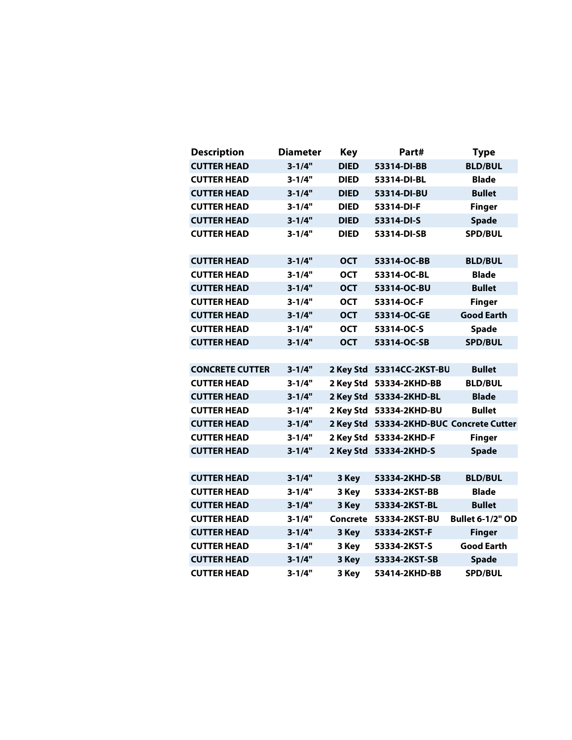| Description | Diameter | Key | Part# | Type |
|---|---|---|---|---|
| CUTTER HEAD | 3-1/4" | DIED | 53314-DI-BB | BLD/BUL |
| CUTTER HEAD | 3-1/4" | DIED | 53314-DI-BL | Blade |
| CUTTER HEAD | 3-1/4" | DIED | 53314-DI-BU | Bullet |
| CUTTER HEAD | 3-1/4" | DIED | 53314-DI-F | Finger |
| CUTTER HEAD | 3-1/4" | DIED | 53314-DI-S | Spade |
| CUTTER HEAD | 3-1/4" | DIED | 53314-DI-SB | SPD/BUL |
| | | | | |
| CUTTER HEAD | 3-1/4" | OCT | 53314-OC-BB | BLD/BUL |
| CUTTER HEAD | 3-1/4" | OCT | 53314-OC-BL | Blade |
| CUTTER HEAD | 3-1/4" | OCT | 53314-OC-BU | Bullet |
| CUTTER HEAD | 3-1/4" | OCT | 53314-OC-F | Finger |
| CUTTER HEAD | 3-1/4" | OCT | 53314-OC-GE | Good Earth |
| CUTTER HEAD | 3-1/4" | OCT | 53314-OC-S | Spade |
| CUTTER HEAD | 3-1/4" | OCT | 53314-OC-SB | SPD/BUL |
| | | | | |
| CONCRETE CUTTER | 3-1/4" | 2 Key Std | 53314CC-2KST-BU | Bullet |
| CUTTER HEAD | 3-1/4" | 2 Key Std | 53334-2KHD-BB | BLD/BUL |
| CUTTER HEAD | 3-1/4" | 2 Key Std | 53334-2KHD-BL | Blade |
| CUTTER HEAD | 3-1/4" | 2 Key Std | 53334-2KHD-BU | Bullet |
| CUTTER HEAD | 3-1/4" | 2 Key Std | 53334-2KHD-BUC | Concrete Cutter |
| CUTTER HEAD | 3-1/4" | 2 Key Std | 53334-2KHD-F | Finger |
| CUTTER HEAD | 3-1/4" | 2 Key Std | 53334-2KHD-S | Spade |
| | | | | |
| CUTTER HEAD | 3-1/4" | 3 Key | 53334-2KHD-SB | BLD/BUL |
| CUTTER HEAD | 3-1/4" | 3 Key | 53334-2KST-BB | Blade |
| CUTTER HEAD | 3-1/4" | 3 Key | 53334-2KST-BL | Bullet |
| CUTTER HEAD | 3-1/4" | Concrete | 53334-2KST-BU | Bullet 6-1/2" OD |
| CUTTER HEAD | 3-1/4" | 3 Key | 53334-2KST-F | Finger |
| CUTTER HEAD | 3-1/4" | 3 Key | 53334-2KST-S | Good Earth |
| CUTTER HEAD | 3-1/4" | 3 Key | 53334-2KST-SB | Spade |
| CUTTER HEAD | 3-1/4" | 3 Key | 53414-2KHD-BB | SPD/BUL |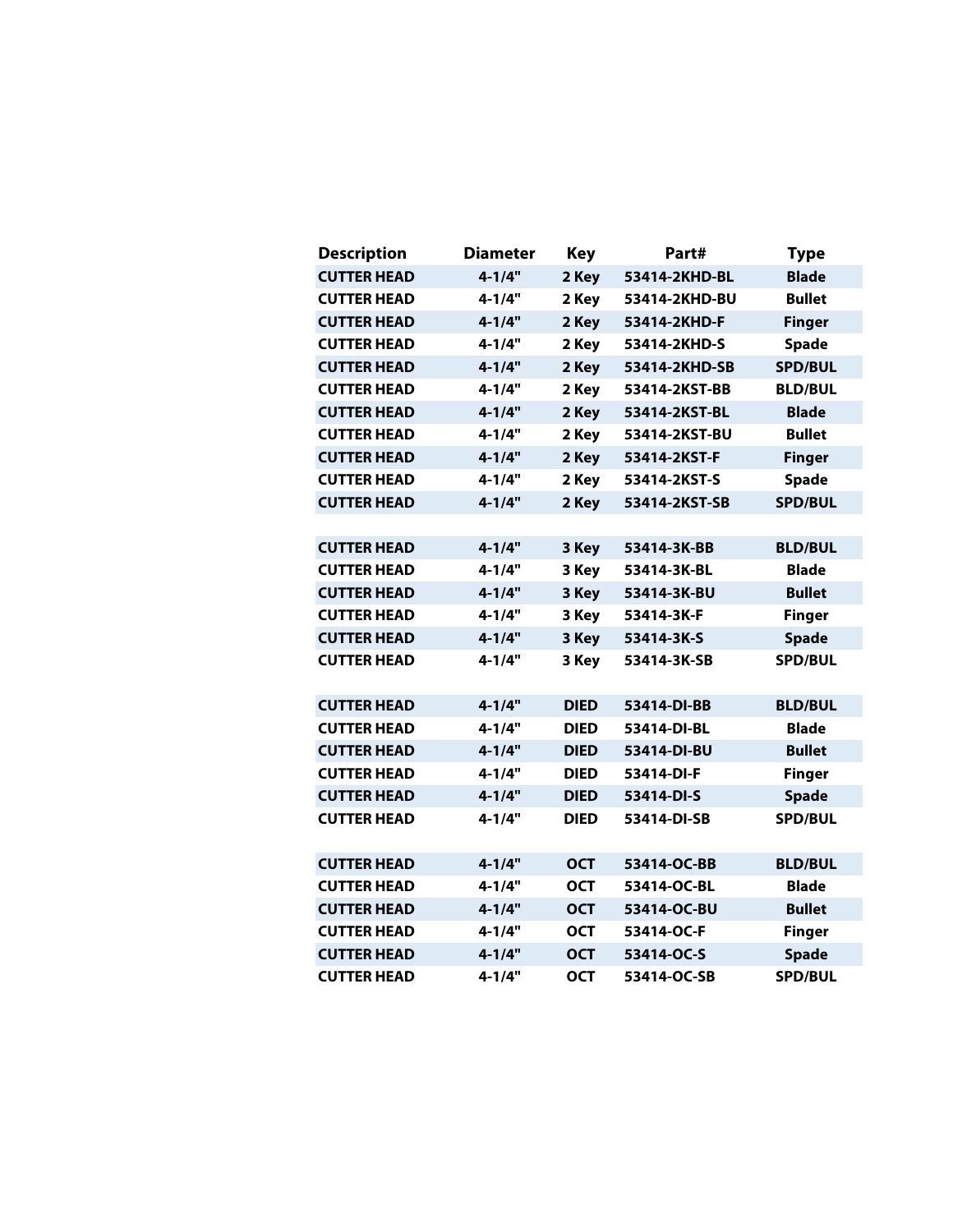| Description | Diameter | Key | Part# | Type |
|---|---|---|---|---|
| CUTTER HEAD | 4-1/4" | 2 Key | 53414-2KHD-BL | Blade |
| CUTTER HEAD | 4-1/4" | 2 Key | 53414-2KHD-BU | Bullet |
| CUTTER HEAD | 4-1/4" | 2 Key | 53414-2KHD-F | Finger |
| CUTTER HEAD | 4-1/4" | 2 Key | 53414-2KHD-S | Spade |
| CUTTER HEAD | 4-1/4" | 2 Key | 53414-2KHD-SB | SPD/BUL |
| CUTTER HEAD | 4-1/4" | 2 Key | 53414-2KST-BB | BLD/BUL |
| CUTTER HEAD | 4-1/4" | 2 Key | 53414-2KST-BL | Blade |
| CUTTER HEAD | 4-1/4" | 2 Key | 53414-2KST-BU | Bullet |
| CUTTER HEAD | 4-1/4" | 2 Key | 53414-2KST-F | Finger |
| CUTTER HEAD | 4-1/4" | 2 Key | 53414-2KST-S | Spade |
| CUTTER HEAD | 4-1/4" | 2 Key | 53414-2KST-SB | SPD/BUL |
| | | | | |
| CUTTER HEAD | 4-1/4" | 3 Key | 53414-3K-BB | BLD/BUL |
| CUTTER HEAD | 4-1/4" | 3 Key | 53414-3K-BL | Blade |
| CUTTER HEAD | 4-1/4" | 3 Key | 53414-3K-BU | Bullet |
| CUTTER HEAD | 4-1/4" | 3 Key | 53414-3K-F | Finger |
| CUTTER HEAD | 4-1/4" | 3 Key | 53414-3K-S | Spade |
| CUTTER HEAD | 4-1/4" | 3 Key | 53414-3K-SB | SPD/BUL |
| | | | | |
| CUTTER HEAD | 4-1/4" | DIED | 53414-DI-BB | BLD/BUL |
| CUTTER HEAD | 4-1/4" | DIED | 53414-DI-BL | Blade |
| CUTTER HEAD | 4-1/4" | DIED | 53414-DI-BU | Bullet |
| CUTTER HEAD | 4-1/4" | DIED | 53414-DI-F | Finger |
| CUTTER HEAD | 4-1/4" | DIED | 53414-DI-S | Spade |
| CUTTER HEAD | 4-1/4" | DIED | 53414-DI-SB | SPD/BUL |
| | | | | |
| CUTTER HEAD | 4-1/4" | OCT | 53414-OC-BB | BLD/BUL |
| CUTTER HEAD | 4-1/4" | OCT | 53414-OC-BL | Blade |
| CUTTER HEAD | 4-1/4" | OCT | 53414-OC-BU | Bullet |
| CUTTER HEAD | 4-1/4" | OCT | 53414-OC-F | Finger |
| CUTTER HEAD | 4-1/4" | OCT | 53414-OC-S | Spade |
| CUTTER HEAD | 4-1/4" | OCT | 53414-OC-SB | SPD/BUL |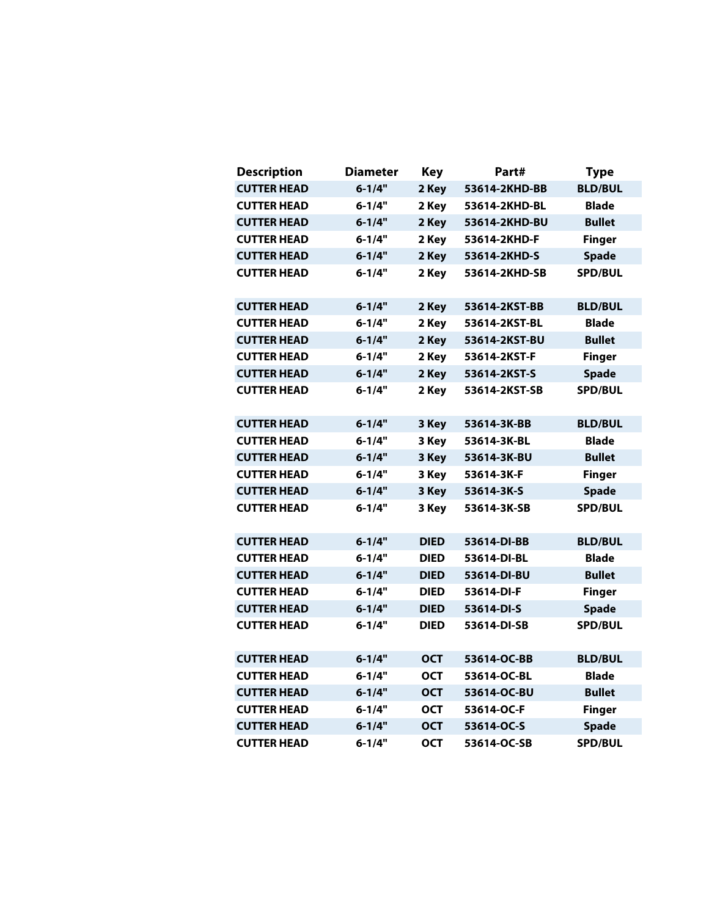| Description | Diameter | Key | Part# | Type |
|---|---|---|---|---|
| CUTTER HEAD | 6-1/4" | 2 Key | 53614-2KHD-BB | BLD/BUL |
| CUTTER HEAD | 6-1/4" | 2 Key | 53614-2KHD-BL | Blade |
| CUTTER HEAD | 6-1/4" | 2 Key | 53614-2KHD-BU | Bullet |
| CUTTER HEAD | 6-1/4" | 2 Key | 53614-2KHD-F | Finger |
| CUTTER HEAD | 6-1/4" | 2 Key | 53614-2KHD-S | Spade |
| CUTTER HEAD | 6-1/4" | 2 Key | 53614-2KHD-SB | SPD/BUL |
| | | | | |
| CUTTER HEAD | 6-1/4" | 2 Key | 53614-2KST-BB | BLD/BUL |
| CUTTER HEAD | 6-1/4" | 2 Key | 53614-2KST-BL | Blade |
| CUTTER HEAD | 6-1/4" | 2 Key | 53614-2KST-BU | Bullet |
| CUTTER HEAD | 6-1/4" | 2 Key | 53614-2KST-F | Finger |
| CUTTER HEAD | 6-1/4" | 2 Key | 53614-2KST-S | Spade |
| CUTTER HEAD | 6-1/4" | 2 Key | 53614-2KST-SB | SPD/BUL |
| | | | | |
| CUTTER HEAD | 6-1/4" | 3 Key | 53614-3K-BB | BLD/BUL |
| CUTTER HEAD | 6-1/4" | 3 Key | 53614-3K-BL | Blade |
| CUTTER HEAD | 6-1/4" | 3 Key | 53614-3K-BU | Bullet |
| CUTTER HEAD | 6-1/4" | 3 Key | 53614-3K-F | Finger |
| CUTTER HEAD | 6-1/4" | 3 Key | 53614-3K-S | Spade |
| CUTTER HEAD | 6-1/4" | 3 Key | 53614-3K-SB | SPD/BUL |
| | | | | |
| CUTTER HEAD | 6-1/4" | DIED | 53614-DI-BB | BLD/BUL |
| CUTTER HEAD | 6-1/4" | DIED | 53614-DI-BL | Blade |
| CUTTER HEAD | 6-1/4" | DIED | 53614-DI-BU | Bullet |
| CUTTER HEAD | 6-1/4" | DIED | 53614-DI-F | Finger |
| CUTTER HEAD | 6-1/4" | DIED | 53614-DI-S | Spade |
| CUTTER HEAD | 6-1/4" | DIED | 53614-DI-SB | SPD/BUL |
| | | | | |
| CUTTER HEAD | 6-1/4" | OCT | 53614-OC-BB | BLD/BUL |
| CUTTER HEAD | 6-1/4" | OCT | 53614-OC-BL | Blade |
| CUTTER HEAD | 6-1/4" | OCT | 53614-OC-BU | Bullet |
| CUTTER HEAD | 6-1/4" | OCT | 53614-OC-F | Finger |
| CUTTER HEAD | 6-1/4" | OCT | 53614-OC-S | Spade |
| CUTTER HEAD | 6-1/4" | OCT | 53614-OC-SB | SPD/BUL |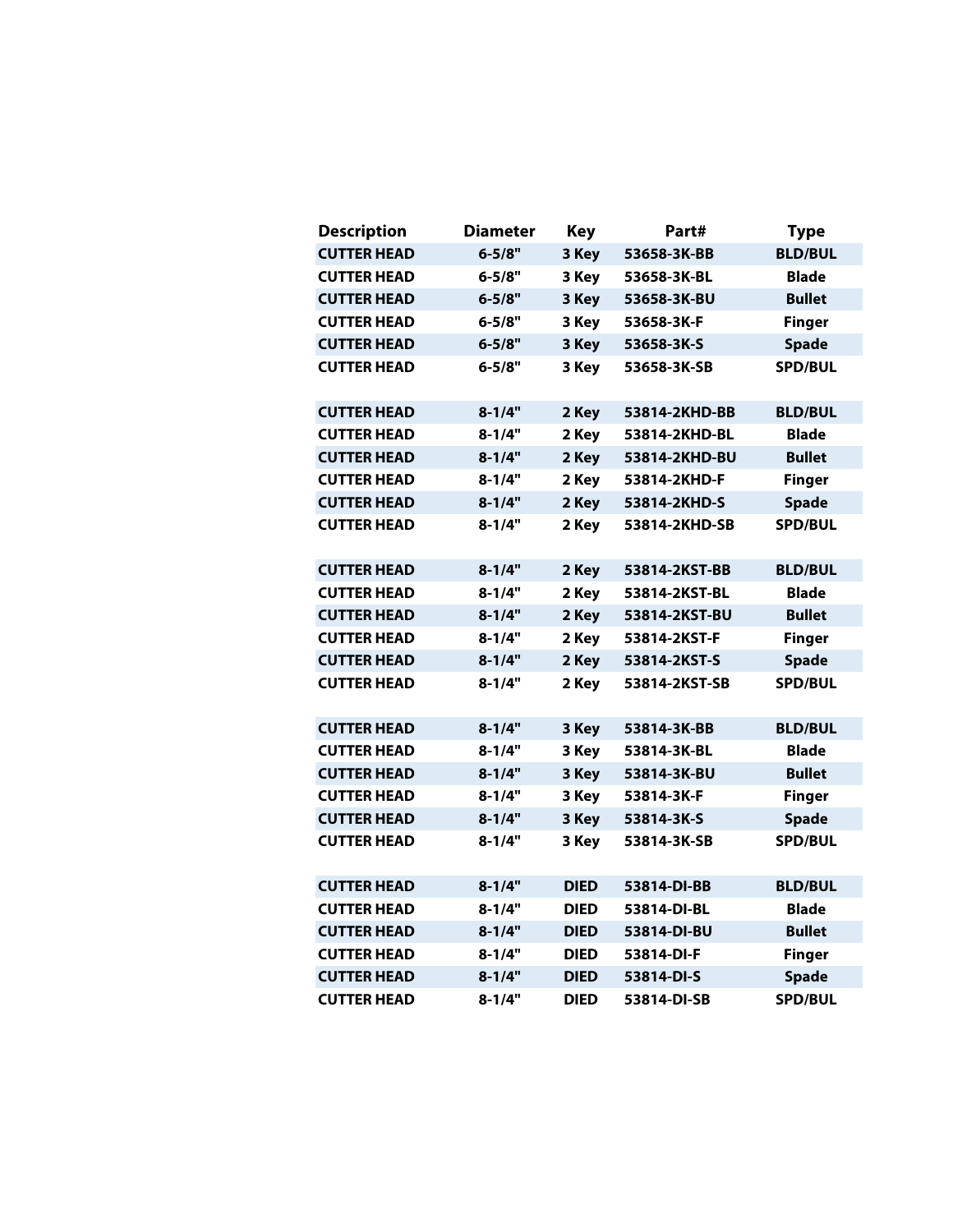| Description | Diameter | Key | Part# | Type |
|---|---|---|---|---|
| CUTTER HEAD | 6-5/8" | 3 Key | 53658-3K-BB | BLD/BUL |
| CUTTER HEAD | 6-5/8" | 3 Key | 53658-3K-BL | Blade |
| CUTTER HEAD | 6-5/8" | 3 Key | 53658-3K-BU | Bullet |
| CUTTER HEAD | 6-5/8" | 3 Key | 53658-3K-F | Finger |
| CUTTER HEAD | 6-5/8" | 3 Key | 53658-3K-S | Spade |
| CUTTER HEAD | 6-5/8" | 3 Key | 53658-3K-SB | SPD/BUL |
| | | | | |
| CUTTER HEAD | 8-1/4" | 2 Key | 53814-2KHD-BB | BLD/BUL |
| CUTTER HEAD | 8-1/4" | 2 Key | 53814-2KHD-BL | Blade |
| CUTTER HEAD | 8-1/4" | 2 Key | 53814-2KHD-BU | Bullet |
| CUTTER HEAD | 8-1/4" | 2 Key | 53814-2KHD-F | Finger |
| CUTTER HEAD | 8-1/4" | 2 Key | 53814-2KHD-S | Spade |
| CUTTER HEAD | 8-1/4" | 2 Key | 53814-2KHD-SB | SPD/BUL |
| | | | | |
| CUTTER HEAD | 8-1/4" | 2 Key | 53814-2KST-BB | BLD/BUL |
| CUTTER HEAD | 8-1/4" | 2 Key | 53814-2KST-BL | Blade |
| CUTTER HEAD | 8-1/4" | 2 Key | 53814-2KST-BU | Bullet |
| CUTTER HEAD | 8-1/4" | 2 Key | 53814-2KST-F | Finger |
| CUTTER HEAD | 8-1/4" | 2 Key | 53814-2KST-S | Spade |
| CUTTER HEAD | 8-1/4" | 2 Key | 53814-2KST-SB | SPD/BUL |
| | | | | |
| CUTTER HEAD | 8-1/4" | 3 Key | 53814-3K-BB | BLD/BUL |
| CUTTER HEAD | 8-1/4" | 3 Key | 53814-3K-BL | Blade |
| CUTTER HEAD | 8-1/4" | 3 Key | 53814-3K-BU | Bullet |
| CUTTER HEAD | 8-1/4" | 3 Key | 53814-3K-F | Finger |
| CUTTER HEAD | 8-1/4" | 3 Key | 53814-3K-S | Spade |
| CUTTER HEAD | 8-1/4" | 3 Key | 53814-3K-SB | SPD/BUL |
| | | | | |
| CUTTER HEAD | 8-1/4" | DIED | 53814-DI-BB | BLD/BUL |
| CUTTER HEAD | 8-1/4" | DIED | 53814-DI-BL | Blade |
| CUTTER HEAD | 8-1/4" | DIED | 53814-DI-BU | Bullet |
| CUTTER HEAD | 8-1/4" | DIED | 53814-DI-F | Finger |
| CUTTER HEAD | 8-1/4" | DIED | 53814-DI-S | Spade |
| CUTTER HEAD | 8-1/4" | DIED | 53814-DI-SB | SPD/BUL |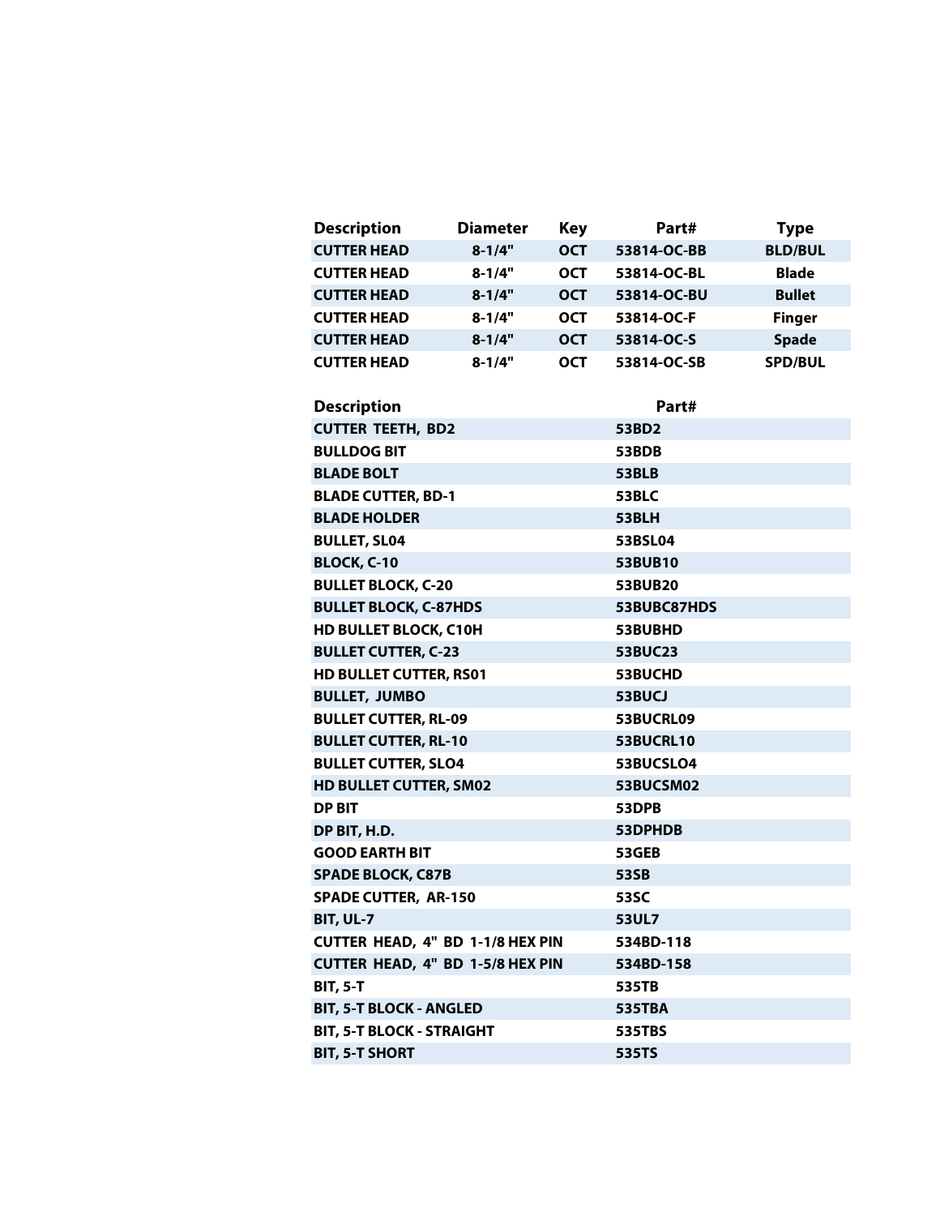| Description | Diameter | Key | Part# | Type |
|---|---|---|---|---|
| CUTTER HEAD | 8-1/4" | OCT | 53814-OC-BB | BLD/BUL |
| CUTTER HEAD | 8-1/4" | OCT | 53814-OC-BL | Blade |
| CUTTER HEAD | 8-1/4" | OCT | 53814-OC-BU | Bullet |
| CUTTER HEAD | 8-1/4" | OCT | 53814-OC-F | Finger |
| CUTTER HEAD | 8-1/4" | OCT | 53814-OC-S | Spade |
| CUTTER HEAD | 8-1/4" | OCT | 53814-OC-SB | SPD/BUL |

| Description | Part# |
|---|---|
| CUTTER TEETH, BD2 | 53BD2 |
| BULLDOG BIT | 53BDB |
| BLADE BOLT | 53BLB |
| BLADE CUTTER, BD-1 | 53BLC |
| BLADE HOLDER | 53BLH |
| BULLET, SL04 | 53BSL04 |
| BLOCK, C-10 | 53BUB10 |
| BULLET BLOCK, C-20 | 53BUB20 |
| BULLET BLOCK, C-87HDS | 53BUBC87HDS |
| HD BULLET BLOCK, C10H | 53BUBHD |
| BULLET CUTTER, C-23 | 53BUC23 |
| HD BULLET CUTTER, RS01 | 53BUCHD |
| BULLET, JUMBO | 53BUCJ |
| BULLET CUTTER, RL-09 | 53BUCRL09 |
| BULLET CUTTER, RL-10 | 53BUCRL10 |
| BULLET CUTTER, SLO4 | 53BUCSLO4 |
| HD BULLET CUTTER, SM02 | 53BUCSM02 |
| DP BIT | 53DPB |
| DP BIT, H.D. | 53DPHDB |
| GOOD EARTH BIT | 53GEB |
| SPADE BLOCK, C87B | 53SB |
| SPADE CUTTER, AR-150 | 53SC |
| BIT, UL-7 | 53UL7 |
| CUTTER HEAD, 4" BD 1-1/8 HEX PIN | 534BD-118 |
| CUTTER HEAD, 4" BD 1-5/8 HEX PIN | 534BD-158 |
| BIT, 5-T | 535TB |
| BIT, 5-T BLOCK - ANGLED | 535TBA |
| BIT, 5-T BLOCK - STRAIGHT | 535TBS |
| BIT, 5-T SHORT | 535TS |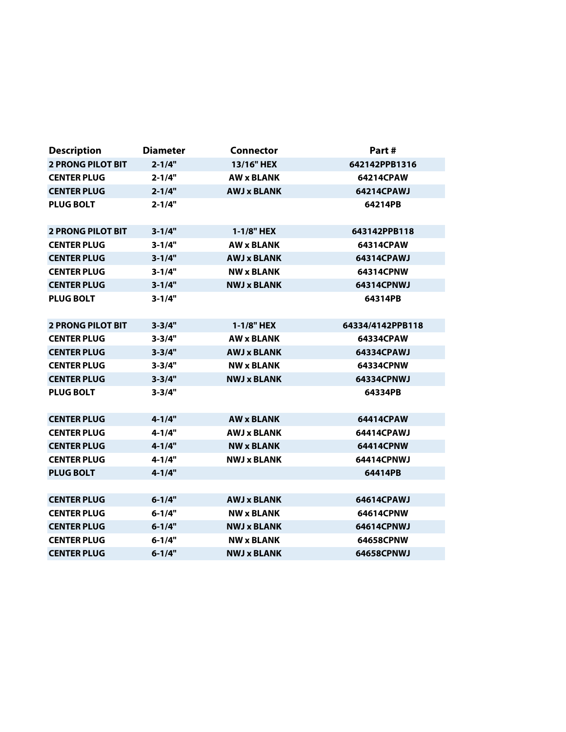| Description | Diameter | Connector | Part # |
|---|---|---|---|
| **2 PRONG PILOT BIT** | **2-1/4"** | **13/16" HEX** | **642142PPB1316** |
| **CENTER PLUG** | **2-1/4"** | **AW x BLANK** | **64214CPAW** |
| **CENTER PLUG** | **2-1/4"** | **AWJ x BLANK** | **64214CPAWJ** |
| **PLUG BOLT** | **2-1/4"** | | **64214PB** |
| | | | |
| **2 PRONG PILOT BIT** | **3-1/4"** | **1-1/8" HEX** | **643142PPB118** |
| **CENTER PLUG** | **3-1/4"** | **AW x BLANK** | **64314CPAW** |
| **CENTER PLUG** | **3-1/4"** | **AWJ x BLANK** | **64314CPAWJ** |
| **CENTER PLUG** | **3-1/4"** | **NW x BLANK** | **64314CPNW** |
| **CENTER PLUG** | **3-1/4"** | **NWJ x BLANK** | **64314CPNWJ** |
| **PLUG BOLT** | **3-1/4"** | | **64314PB** |
| | | | |
| **2 PRONG PILOT BIT** | **3-3/4"** | **1-1/8" HEX** | **64334/4142PPB118** |
| **CENTER PLUG** | **3-3/4"** | **AW x BLANK** | **64334CPAW** |
| **CENTER PLUG** | **3-3/4"** | **AWJ x BLANK** | **64334CPAWJ** |
| **CENTER PLUG** | **3-3/4"** | **NW x BLANK** | **64334CPNW** |
| **CENTER PLUG** | **3-3/4"** | **NWJ x BLANK** | **64334CPNWJ** |
| **PLUG BOLT** | **3-3/4"** | | **64334PB** |
| | | | |
| **CENTER PLUG** | **4-1/4"** | **AW x BLANK** | **64414CPAW** |
| **CENTER PLUG** | **4-1/4"** | **AWJ x BLANK** | **64414CPAWJ** |
| **CENTER PLUG** | **4-1/4"** | **NW x BLANK** | **64414CPNW** |
| **CENTER PLUG** | **4-1/4"** | **NWJ x BLANK** | **64414CPNWJ** |
| **PLUG BOLT** | **4-1/4"** | | **64414PB** |
| | | | |
| **CENTER PLUG** | **6-1/4"** | **AWJ x BLANK** | **64614CPAWJ** |
| **CENTER PLUG** | **6-1/4"** | **NW x BLANK** | **64614CPNW** |
| **CENTER PLUG** | **6-1/4"** | **NWJ x BLANK** | **64614CPNWJ** |
| **CENTER PLUG** | **6-1/4"** | **NW x BLANK** | **64658CPNW** |
| **CENTER PLUG** | **6-1/4"** | **NWJ x BLANK** | **64658CPNWJ** |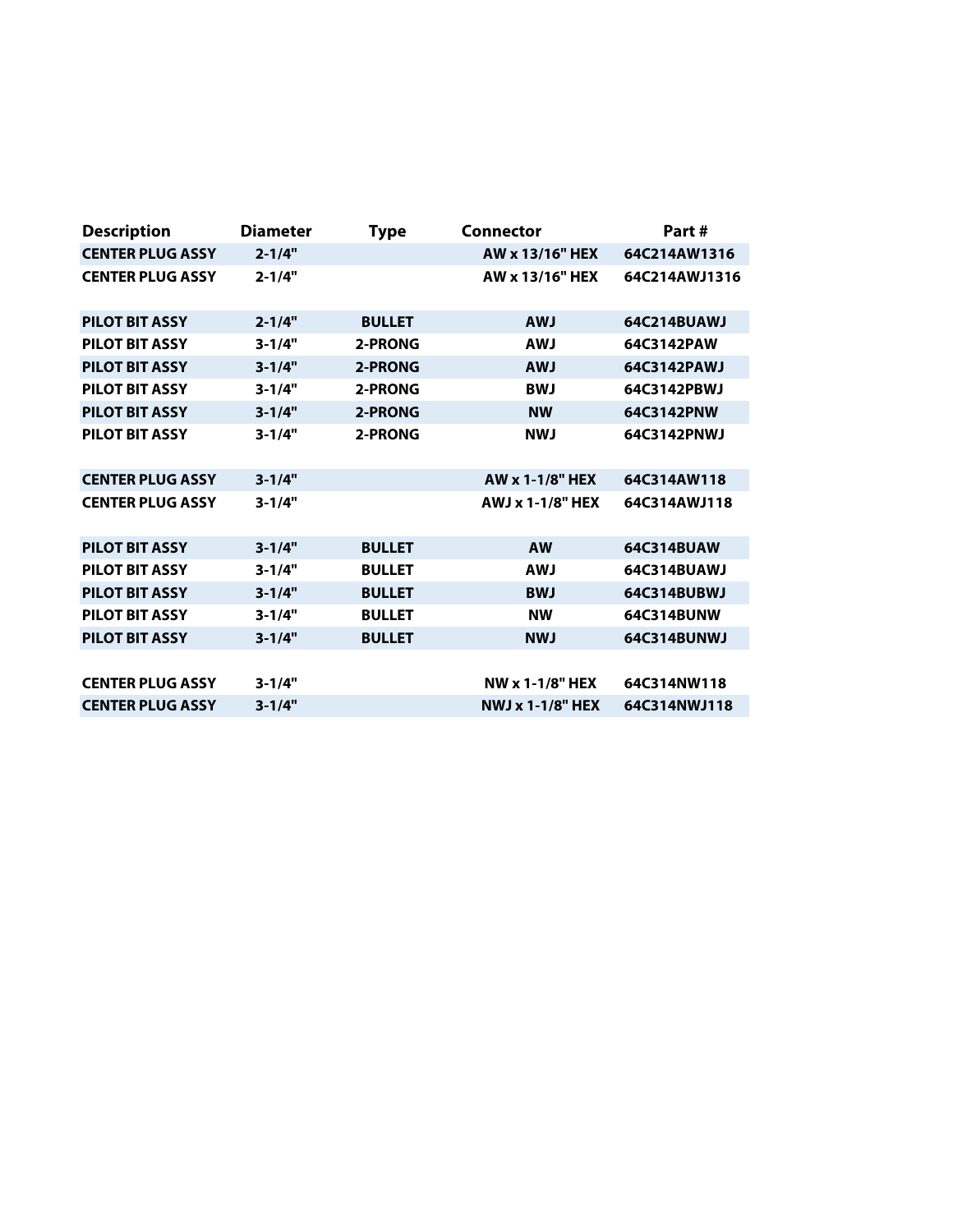| Description | Diameter | Type | Connector | Part # |
|---|---|---|---|---|
| CENTER PLUG ASSY | 2-1/4" | | AW x 13/16" HEX | 64C214AW1316 |
| CENTER PLUG ASSY | 2-1/4" | | AW x 13/16" HEX | 64C214AWJ1316 |
| | | | | |
| PILOT BIT ASSY | 2-1/4" | BULLET | AWJ | 64C214BUAWJ |
| PILOT BIT ASSY | 3-1/4" | 2-PRONG | AWJ | 64C3142PAW |
| PILOT BIT ASSY | 3-1/4" | 2-PRONG | AWJ | 64C3142PAWJ |
| PILOT BIT ASSY | 3-1/4" | 2-PRONG | BWJ | 64C3142PBWJ |
| PILOT BIT ASSY | 3-1/4" | 2-PRONG | NW | 64C3142PNW |
| PILOT BIT ASSY | 3-1/4" | 2-PRONG | NWJ | 64C3142PNWJ |
| | | | | |
| CENTER PLUG ASSY | 3-1/4" | | AW x 1-1/8" HEX | 64C314AW118 |
| CENTER PLUG ASSY | 3-1/4" | | AWJ x 1-1/8" HEX | 64C314AWJ118 |
| | | | | |
| PILOT BIT ASSY | 3-1/4" | BULLET | AW | 64C314BUAW |
| PILOT BIT ASSY | 3-1/4" | BULLET | AWJ | 64C314BUAWJ |
| PILOT BIT ASSY | 3-1/4" | BULLET | BWJ | 64C314BUBWJ |
| PILOT BIT ASSY | 3-1/4" | BULLET | NW | 64C314BUNW |
| PILOT BIT ASSY | 3-1/4" | BULLET | NWJ | 64C314BUNWJ |
| | | | | |
| CENTER PLUG ASSY | 3-1/4" | | NW x 1-1/8" HEX | 64C314NW118 |
| CENTER PLUG ASSY | 3-1/4" | | NWJ x 1-1/8" HEX | 64C314NWJ118 |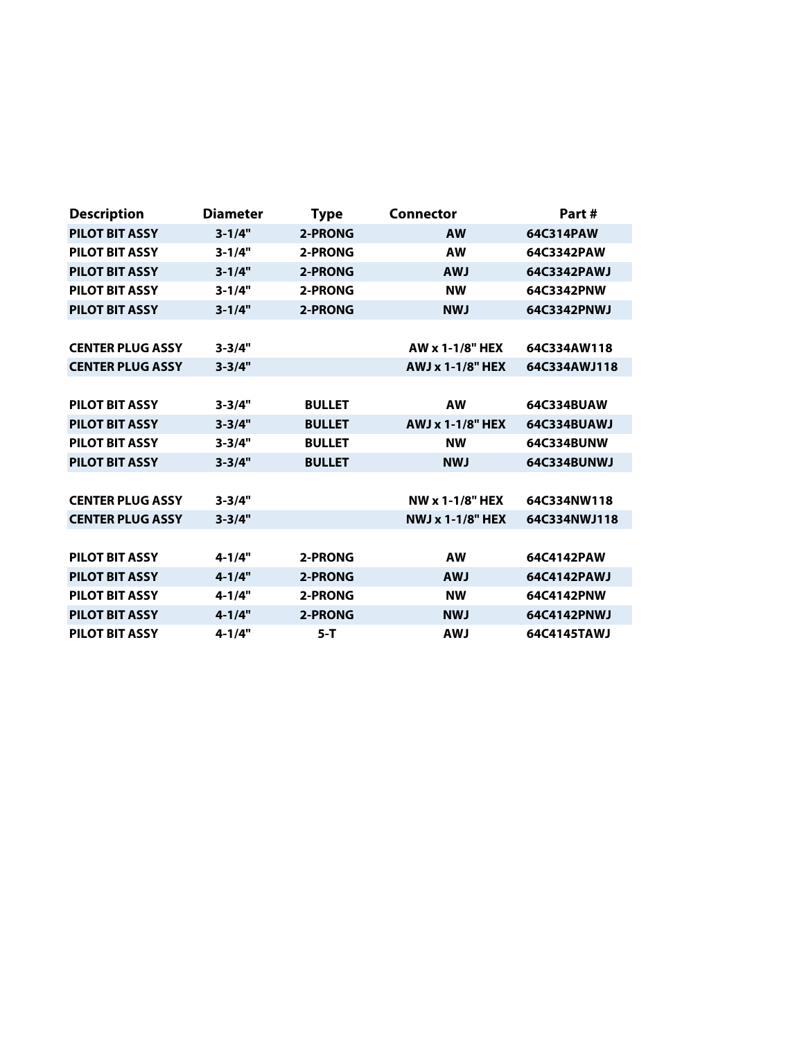| Description | Diameter | Type | Connector | Part # |
| --- | --- | --- | --- | --- |
| PILOT BIT ASSY | 3-1/4" | 2-PRONG | AW | 64C314PAW |
| PILOT BIT ASSY | 3-1/4" | 2-PRONG | AW | 64C3342PAW |
| PILOT BIT ASSY | 3-1/4" | 2-PRONG | AWJ | 64C3342PAWJ |
| PILOT BIT ASSY | 3-1/4" | 2-PRONG | NW | 64C3342PNW |
| PILOT BIT ASSY | 3-1/4" | 2-PRONG | NWJ | 64C3342PNWJ |
| | | | | |
| CENTER PLUG ASSY | 3-3/4" | | AW x 1-1/8" HEX | 64C334AW118 |
| CENTER PLUG ASSY | 3-3/4" | | AWJ x 1-1/8" HEX | 64C334AWJ118 |
| | | | | |
| PILOT BIT ASSY | 3-3/4" | BULLET | AW | 64C334BUAW |
| PILOT BIT ASSY | 3-3/4" | BULLET | AWJ x 1-1/8" HEX | 64C334BUAWJ |
| PILOT BIT ASSY | 3-3/4" | BULLET | NW | 64C334BUNW |
| PILOT BIT ASSY | 3-3/4" | BULLET | NWJ | 64C334BUNWJ |
| | | | | |
| CENTER PLUG ASSY | 3-3/4" | | NW x 1-1/8" HEX | 64C334NW118 |
| CENTER PLUG ASSY | 3-3/4" | | NWJ x 1-1/8" HEX | 64C334NWJ118 |
| | | | | |
| PILOT BIT ASSY | 4-1/4" | 2-PRONG | AW | 64C4142PAW |
| PILOT BIT ASSY | 4-1/4" | 2-PRONG | AWJ | 64C4142PAWJ |
| PILOT BIT ASSY | 4-1/4" | 2-PRONG | NW | 64C4142PNW |
| PILOT BIT ASSY | 4-1/4" | 2-PRONG | NWJ | 64C4142PNWJ |
| PILOT BIT ASSY | 4-1/4" | 5-T | AWJ | 64C4145TAWJ |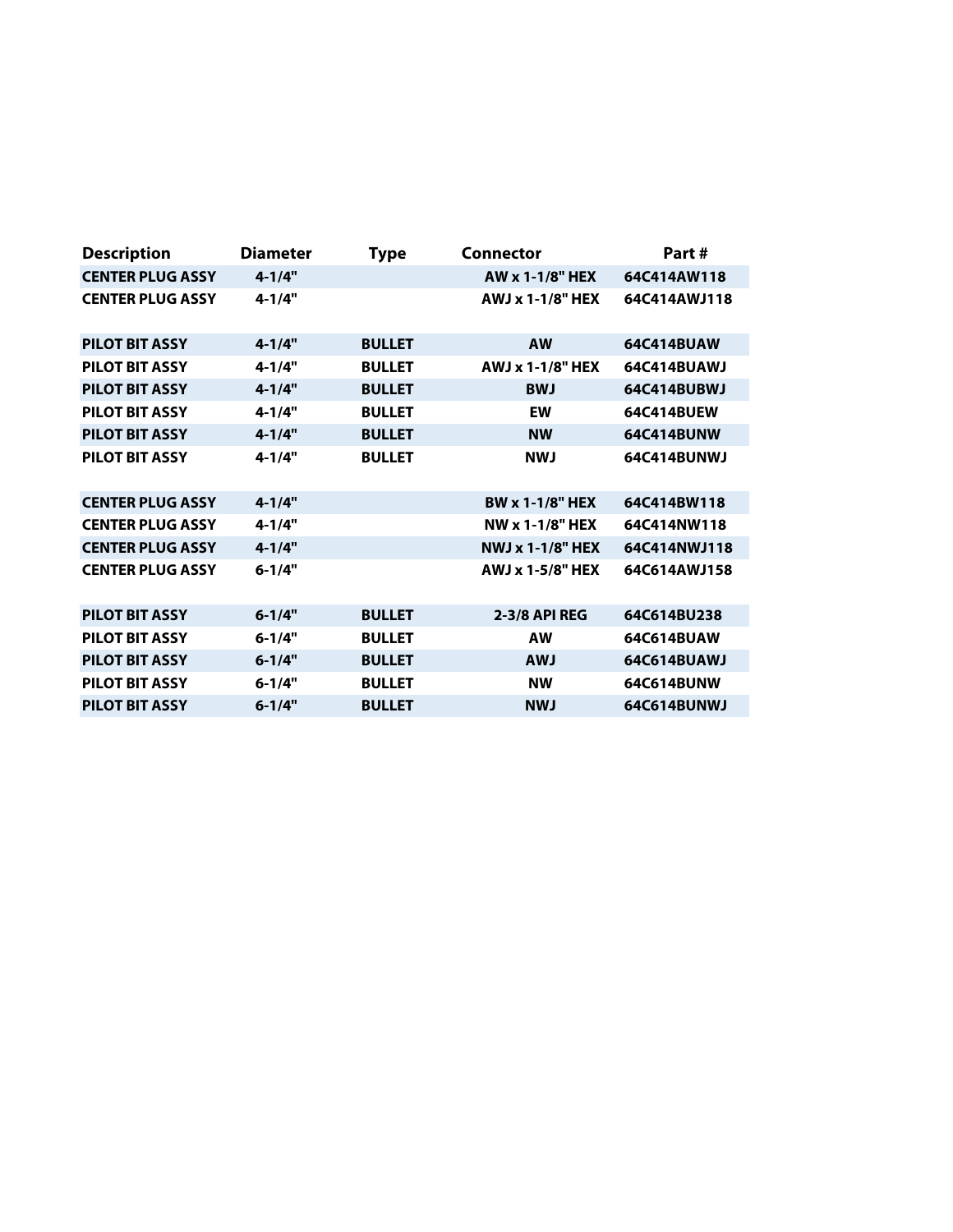| Description | Diameter | Type | Connector | Part # |
|---|---|---|---|---|
| **CENTER PLUG ASSY** | **4-1/4"** | | **AW x 1-1/8" HEX** | **64C414AW118** |
| **CENTER PLUG ASSY** | **4-1/4"** | | **AWJ x 1-1/8" HEX** | **64C414AWJ118** |
| | | | | |
| **PILOT BIT ASSY** | **4-1/4"** | **BULLET** | **AW** | **64C414BUAW** |
| **PILOT BIT ASSY** | **4-1/4"** | **BULLET** | **AWJ x 1-1/8" HEX** | **64C414BUAWJ** |
| **PILOT BIT ASSY** | **4-1/4"** | **BULLET** | **BWJ** | **64C414BUBWJ** |
| **PILOT BIT ASSY** | **4-1/4"** | **BULLET** | **EW** | **64C414BUEW** |
| **PILOT BIT ASSY** | **4-1/4"** | **BULLET** | **NW** | **64C414BUNW** |
| **PILOT BIT ASSY** | **4-1/4"** | **BULLET** | **NWJ** | **64C414BUNWJ** |
| | | | | |
| **CENTER PLUG ASSY** | **4-1/4"** | | **BW x 1-1/8" HEX** | **64C414BW118** |
| **CENTER PLUG ASSY** | **4-1/4"** | | **NW x 1-1/8" HEX** | **64C414NW118** |
| **CENTER PLUG ASSY** | **4-1/4"** | | **NWJ x 1-1/8" HEX** | **64C414NWJ118** |
| **CENTER PLUG ASSY** | **6-1/4"** | | **AWJ x 1-5/8" HEX** | **64C614AWJ158** |
| | | | | |
| **PILOT BIT ASSY** | **6-1/4"** | **BULLET** | **2-3/8 API REG** | **64C614BU238** |
| **PILOT BIT ASSY** | **6-1/4"** | **BULLET** | **AW** | **64C614BUAW** |
| **PILOT BIT ASSY** | **6-1/4"** | **BULLET** | **AWJ** | **64C614BUAWJ** |
| **PILOT BIT ASSY** | **6-1/4"** | **BULLET** | **NW** | **64C614BUNW** |
| **PILOT BIT ASSY** | **6-1/4"** | **BULLET** | **NWJ** | **64C614BUNWJ** |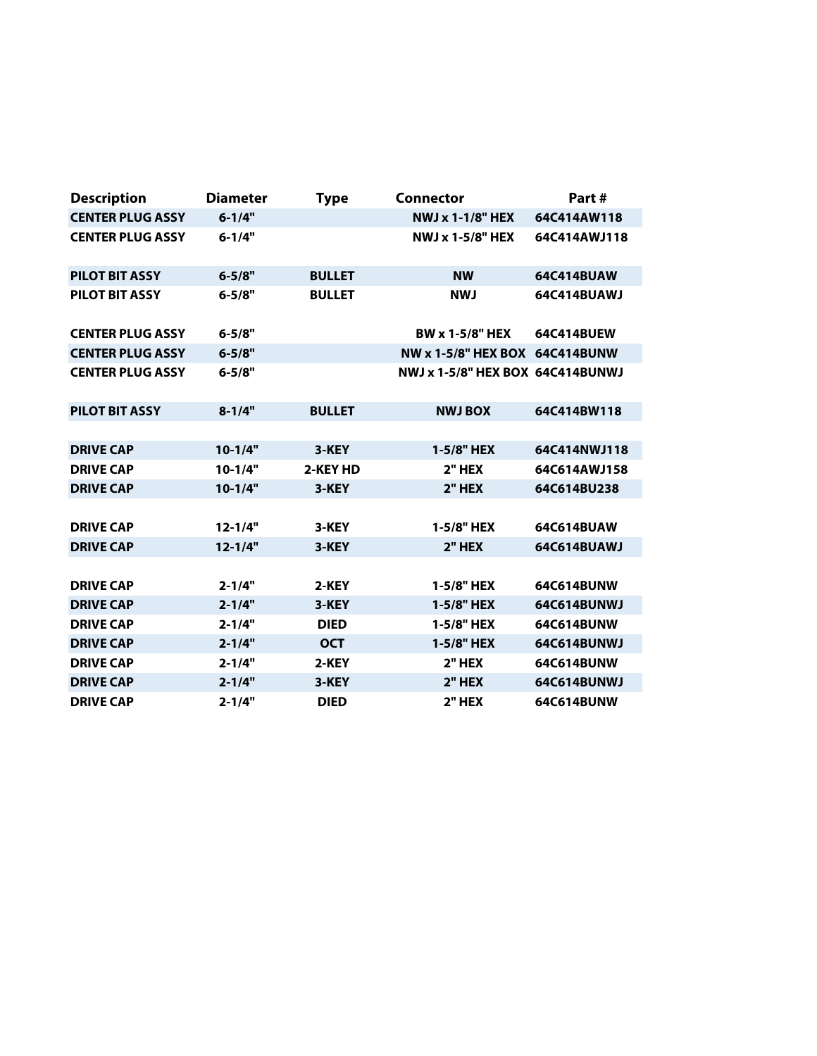| Description | Diameter | Type | Connector | Part # |
|---|---|---|---|---|
| **CENTER PLUG ASSY** | **6-1/4"** | | **NWJ x 1-1/8" HEX** | **64C414AW118** |
| **CENTER PLUG ASSY** | **6-1/4"** | | **NWJ x 1-5/8" HEX** | **64C414AWJ118** |
| | | | | |
| **PILOT BIT ASSY** | **6-5/8"** | **BULLET** | **NW** | **64C414BUAW** |
| **PILOT BIT ASSY** | **6-5/8"** | **BULLET** | **NWJ** | **64C414BUAWJ** |
| | | | | |
| **CENTER PLUG ASSY** | **6-5/8"** | | **BW x 1-5/8" HEX** | **64C414BUEW** |
| **CENTER PLUG ASSY** | **6-5/8"** | | **NW x 1-5/8" HEX BOX** | **64C414BUNW** |
| **CENTER PLUG ASSY** | **6-5/8"** | | **NWJ x 1-5/8" HEX BOX** | **64C414BUNWJ** |
| | | | | |
| **PILOT BIT ASSY** | **8-1/4"** | **BULLET** | **NWJ BOX** | **64C414BW118** |
| | | | | |
| **DRIVE CAP** | **10-1/4"** | **3-KEY** | **1-5/8" HEX** | **64C414NWJ118** |
| **DRIVE CAP** | **10-1/4"** | **2-KEY HD** | **2" HEX** | **64C614AWJ158** |
| **DRIVE CAP** | **10-1/4"** | **3-KEY** | **2" HEX** | **64C614BU238** |
| | | | | |
| **DRIVE CAP** | **12-1/4"** | **3-KEY** | **1-5/8" HEX** | **64C614BUAW** |
| **DRIVE CAP** | **12-1/4"** | **3-KEY** | **2" HEX** | **64C614BUAWJ** |
| | | | | |
| **DRIVE CAP** | **2-1/4"** | **2-KEY** | **1-5/8" HEX** | **64C614BUNW** |
| **DRIVE CAP** | **2-1/4"** | **3-KEY** | **1-5/8" HEX** | **64C614BUNWJ** |
| **DRIVE CAP** | **2-1/4"** | **DIED** | **1-5/8" HEX** | **64C614BUNW** |
| **DRIVE CAP** | **2-1/4"** | **OCT** | **1-5/8" HEX** | **64C614BUNWJ** |
| **DRIVE CAP** | **2-1/4"** | **2-KEY** | **2" HEX** | **64C614BUNW** |
| **DRIVE CAP** | **2-1/4"** | **3-KEY** | **2" HEX** | **64C614BUNWJ** |
| **DRIVE CAP** | **2-1/4"** | **DIED** | **2" HEX** | **64C614BUNW** |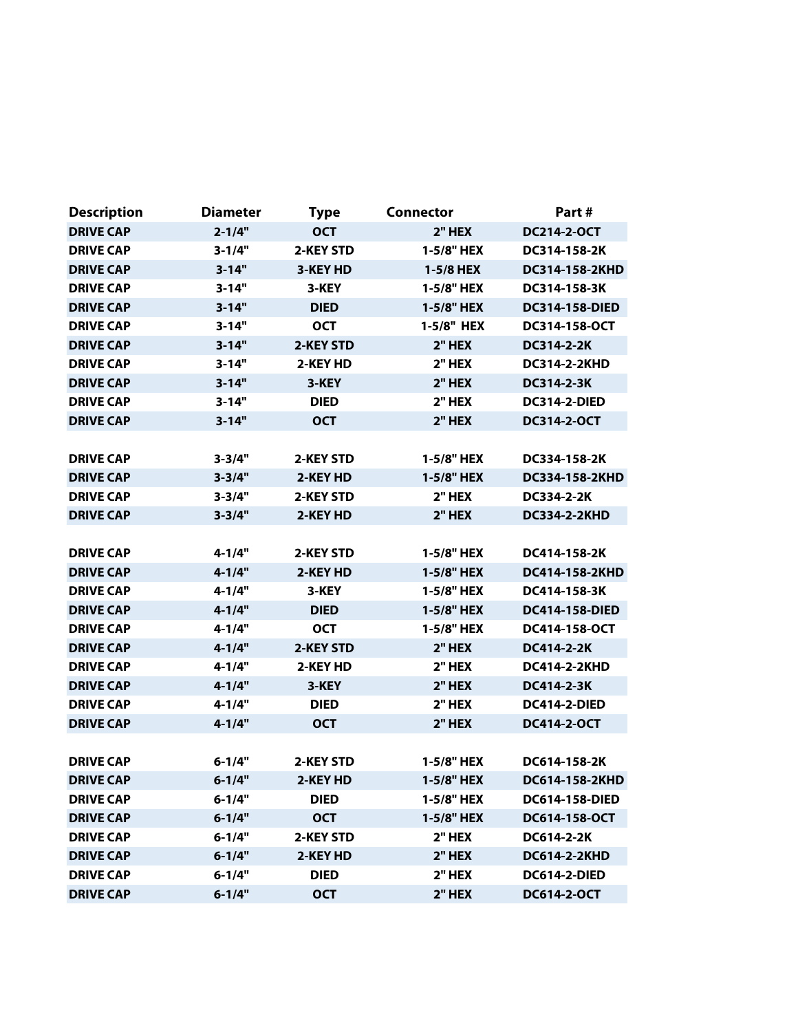| Description | Diameter | Type | Connector | Part # |
|---|---|---|---|---|
| DRIVE CAP | 2-1/4" | OCT | 2" HEX | DC214-2-OCT |
| DRIVE CAP | 3-1/4" | 2-KEY STD | 1-5/8" HEX | DC314-158-2K |
| DRIVE CAP | 3-14" | 3-KEY HD | 1-5/8 HEX | DC314-158-2KHD |
| DRIVE CAP | 3-14" | 3-KEY | 1-5/8" HEX | DC314-158-3K |
| DRIVE CAP | 3-14" | DIED | 1-5/8" HEX | DC314-158-DIED |
| DRIVE CAP | 3-14" | OCT | 1-5/8" HEX | DC314-158-OCT |
| DRIVE CAP | 3-14" | 2-KEY STD | 2" HEX | DC314-2-2K |
| DRIVE CAP | 3-14" | 2-KEY HD | 2" HEX | DC314-2-2KHD |
| DRIVE CAP | 3-14" | 3-KEY | 2" HEX | DC314-2-3K |
| DRIVE CAP | 3-14" | DIED | 2" HEX | DC314-2-DIED |
| DRIVE CAP | 3-14" | OCT | 2" HEX | DC314-2-OCT |
| | | | | |
| DRIVE CAP | 3-3/4" | 2-KEY STD | 1-5/8" HEX | DC334-158-2K |
| DRIVE CAP | 3-3/4" | 2-KEY HD | 1-5/8" HEX | DC334-158-2KHD |
| DRIVE CAP | 3-3/4" | 2-KEY STD | 2" HEX | DC334-2-2K |
| DRIVE CAP | 3-3/4" | 2-KEY HD | 2" HEX | DC334-2-2KHD |
| | | | | |
| DRIVE CAP | 4-1/4" | 2-KEY STD | 1-5/8" HEX | DC414-158-2K |
| DRIVE CAP | 4-1/4" | 2-KEY HD | 1-5/8" HEX | DC414-158-2KHD |
| DRIVE CAP | 4-1/4" | 3-KEY | 1-5/8" HEX | DC414-158-3K |
| DRIVE CAP | 4-1/4" | DIED | 1-5/8" HEX | DC414-158-DIED |
| DRIVE CAP | 4-1/4" | OCT | 1-5/8" HEX | DC414-158-OCT |
| DRIVE CAP | 4-1/4" | 2-KEY STD | 2" HEX | DC414-2-2K |
| DRIVE CAP | 4-1/4" | 2-KEY HD | 2" HEX | DC414-2-2KHD |
| DRIVE CAP | 4-1/4" | 3-KEY | 2" HEX | DC414-2-3K |
| DRIVE CAP | 4-1/4" | DIED | 2" HEX | DC414-2-DIED |
| DRIVE CAP | 4-1/4" | OCT | 2" HEX | DC414-2-OCT |
| | | | | |
| DRIVE CAP | 6-1/4" | 2-KEY STD | 1-5/8" HEX | DC614-158-2K |
| DRIVE CAP | 6-1/4" | 2-KEY HD | 1-5/8" HEX | DC614-158-2KHD |
| DRIVE CAP | 6-1/4" | DIED | 1-5/8" HEX | DC614-158-DIED |
| DRIVE CAP | 6-1/4" | OCT | 1-5/8" HEX | DC614-158-OCT |
| DRIVE CAP | 6-1/4" | 2-KEY STD | 2" HEX | DC614-2-2K |
| DRIVE CAP | 6-1/4" | 2-KEY HD | 2" HEX | DC614-2-2KHD |
| DRIVE CAP | 6-1/4" | DIED | 2" HEX | DC614-2-DIED |
| DRIVE CAP | 6-1/4" | OCT | 2" HEX | DC614-2-OCT |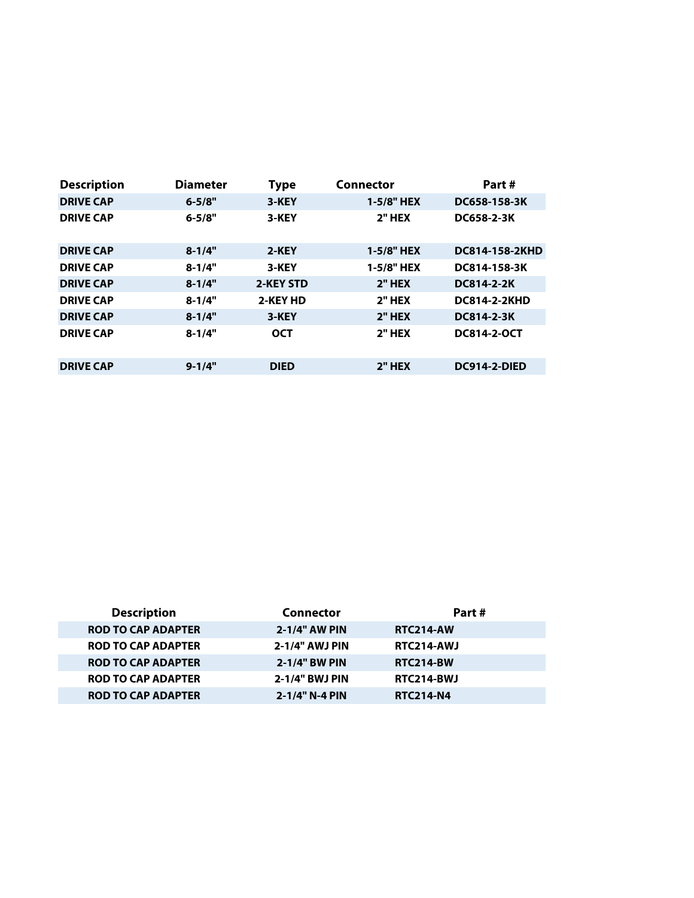| Description | Diameter | Type | Connector | Part # |
| --- | --- | --- | --- | --- |
| DRIVE CAP | 6-5/8" | 3-KEY | 1-5/8" HEX | DC658-158-3K |
| DRIVE CAP | 6-5/8" | 3-KEY | 2" HEX | DC658-2-3K |
| | | | | |
| DRIVE CAP | 8-1/4" | 2-KEY | 1-5/8" HEX | DC814-158-2KHD |
| DRIVE CAP | 8-1/4" | 3-KEY | 1-5/8" HEX | DC814-158-3K |
| DRIVE CAP | 8-1/4" | 2-KEY STD | 2" HEX | DC814-2-2K |
| DRIVE CAP | 8-1/4" | 2-KEY HD | 2" HEX | DC814-2-2KHD |
| DRIVE CAP | 8-1/4" | 3-KEY | 2" HEX | DC814-2-3K |
| DRIVE CAP | 8-1/4" | OCT | 2" HEX | DC814-2-OCT |
| | | | | |
| DRIVE CAP | 9-1/4" | DIED | 2" HEX | DC914-2-DIED |

| Description | Connector | Part # |
| --- | --- | --- |
| ROD TO CAP ADAPTER | 2-1/4" AW PIN | RTC214-AW |
| ROD TO CAP ADAPTER | 2-1/4" AWJ PIN | RTC214-AWJ |
| ROD TO CAP ADAPTER | 2-1/4" BW PIN | RTC214-BW |
| ROD TO CAP ADAPTER | 2-1/4" BWJ PIN | RTC214-BWJ |
| ROD TO CAP ADAPTER | 2-1/4" N-4 PIN | RTC214-N4 |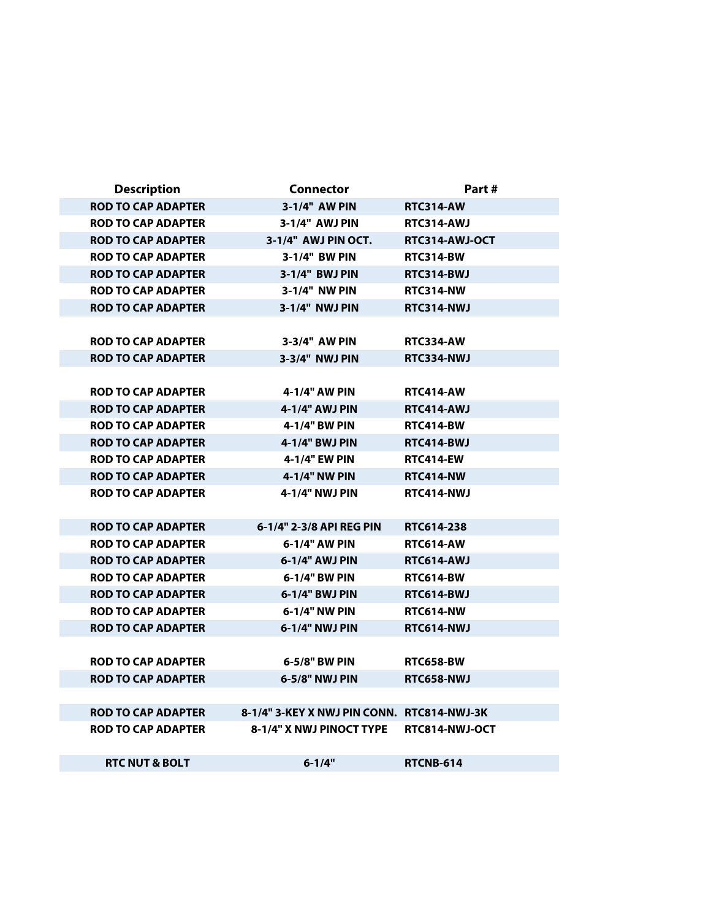| Description | Connector | Part # |
|---|---|---|
| ROD TO CAP ADAPTER | 3-1/4" AW PIN | RTC314-AW |
| ROD TO CAP ADAPTER | 3-1/4" AWJ PIN | RTC314-AWJ |
| ROD TO CAP ADAPTER | 3-1/4" AWJ PIN OCT. | RTC314-AWJ-OCT |
| ROD TO CAP ADAPTER | 3-1/4" BW PIN | RTC314-BW |
| ROD TO CAP ADAPTER | 3-1/4" BWJ PIN | RTC314-BWJ |
| ROD TO CAP ADAPTER | 3-1/4" NW PIN | RTC314-NW |
| ROD TO CAP ADAPTER | 3-1/4" NWJ PIN | RTC314-NWJ |
| | | |
| ROD TO CAP ADAPTER | 3-3/4" AW PIN | RTC334-AW |
| ROD TO CAP ADAPTER | 3-3/4" NWJ PIN | RTC334-NWJ |
| | | |
| ROD TO CAP ADAPTER | 4-1/4" AW PIN | RTC414-AW |
| ROD TO CAP ADAPTER | 4-1/4" AWJ PIN | RTC414-AWJ |
| ROD TO CAP ADAPTER | 4-1/4" BW PIN | RTC414-BW |
| ROD TO CAP ADAPTER | 4-1/4" BWJ PIN | RTC414-BWJ |
| ROD TO CAP ADAPTER | 4-1/4" EW PIN | RTC414-EW |
| ROD TO CAP ADAPTER | 4-1/4" NW PIN | RTC414-NW |
| ROD TO CAP ADAPTER | 4-1/4" NWJ PIN | RTC414-NWJ |
| | | |
| ROD TO CAP ADAPTER | 6-1/4" 2-3/8 API REG PIN | RTC614-238 |
| ROD TO CAP ADAPTER | 6-1/4" AW PIN | RTC614-AW |
| ROD TO CAP ADAPTER | 6-1/4" AWJ PIN | RTC614-AWJ |
| ROD TO CAP ADAPTER | 6-1/4" BW PIN | RTC614-BW |
| ROD TO CAP ADAPTER | 6-1/4" BWJ PIN | RTC614-BWJ |
| ROD TO CAP ADAPTER | 6-1/4" NW PIN | RTC614-NW |
| ROD TO CAP ADAPTER | 6-1/4" NWJ PIN | RTC614-NWJ |
| | | |
| ROD TO CAP ADAPTER | 6-5/8" BW PIN | RTC658-BW |
| ROD TO CAP ADAPTER | 6-5/8" NWJ PIN | RTC658-NWJ |
| | | |
| ROD TO CAP ADAPTER | 8-1/4" 3-KEY X NWJ PIN CONN. | RTC814-NWJ-3K |
| ROD TO CAP ADAPTER | 8-1/4" X NWJ PINOCT TYPE | RTC814-NWJ-OCT |
| | | |
| RTC NUT & BOLT | 6-1/4" | RTCNB-614 |